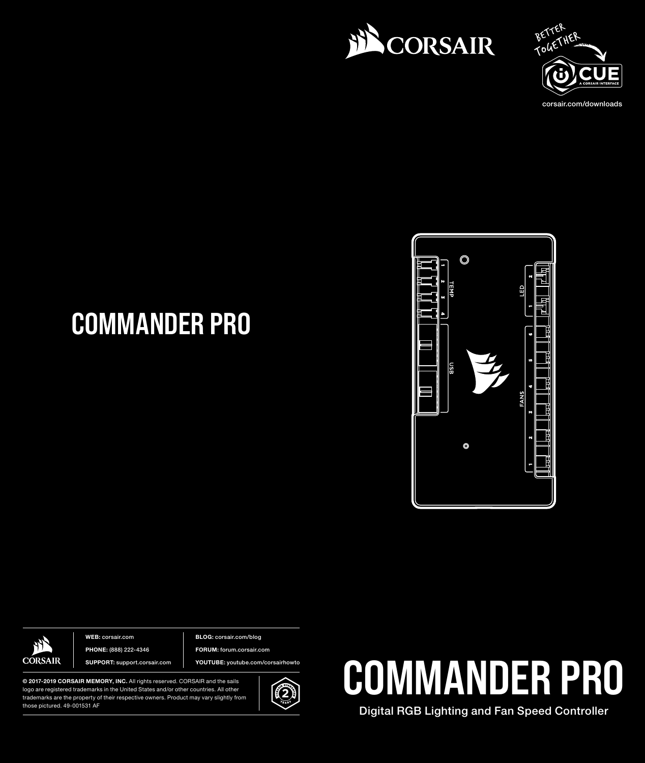CORSAIR

BETTER TOGETHER

iCUE — A CORSAIR INTERFACE

corsair.com/downloads

# COMMANDER PRO

TEMP 1 2 3 4

USB

LED 1 2

FANS 1 2 3 4 5 6

CORSAIR

**WEB:** corsair.com

**PHONE:** (888) 222-4346

**SUPPORT:** support.corsair.com

**BLOG:** corsair.com/blog

**FORUM:** forum.corsair.com

**YOUTUBE:** youtube.com/corsairhowto

**© 2017-2019 CORSAIR MEMORY, INC.** All rights reserved. CORSAIR and the sails logo are registered trademarks in the United States and/or other countries. All other trademarks are the property of their respective owners. Product may vary slightly from those pictured. 49-001531 AF

CORSAIR GUARANTEE 2 YEARS

# COMMANDER PRO

Digital RGB Lighting and Fan Speed Controller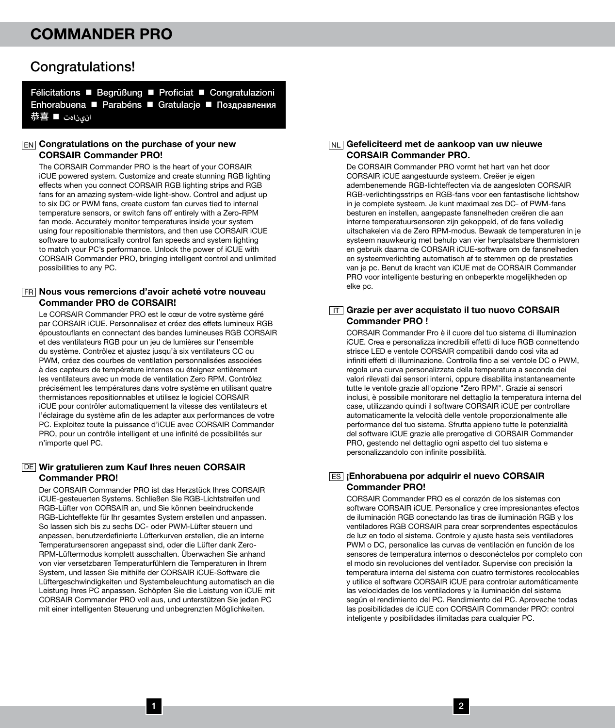# COMMANDER PRO

## Congratulations!

Félicitations ■ Begrüßung ■ Proficiat ■ Congratulazioni
Enhorabuena ■ Parabéns ■ Gratulacje ■ **Поздравления**
恭喜 ■ تهانينا

### EN Congratulations on the purchase of your new CORSAIR Commander PRO!

The CORSAIR Commander PRO is the heart of your CORSAIR iCUE powered system. Customize and create stunning RGB lighting effects when you connect CORSAIR RGB lighting strips and RGB fans for an amazing system-wide light-show. Control and adjust up to six DC or PWM fans, create custom fan curves tied to internal temperature sensors, or switch fans off entirely with a Zero-RPM fan mode. Accurately monitor temperatures inside your system using four repositionable thermistors, and then use CORSAIR iCUE software to automatically control fan speeds and system lighting to match your PC's performance. Unlock the power of iCUE with CORSAIR Commander PRO, bringing intelligent control and unlimited possibilities to any PC.

### FR Nous vous remercions d'avoir acheté votre nouveau Commander PRO de CORSAIR!

Le CORSAIR Commander PRO est le cœur de votre système géré par CORSAIR iCUE. Personnalisez et créez des effets lumineux RGB époustouflants en connectant des bandes lumineuses RGB CORSAIR et des ventilateurs RGB pour un jeu de lumières sur l'ensemble du système. Contrôlez et ajustez jusqu'à six ventilateurs CC ou PWM, créez des courbes de ventilation personnalisées associées à des capteurs de température internes ou éteignez entièrement les ventilateurs avec un mode de ventilation Zero RPM. Contrôlez précisément les températures dans votre système en utilisant quatre thermistances repositionnables et utilisez le logiciel CORSAIR iCUE pour contrôler automatiquement la vitesse des ventilateurs et l'éclairage du système afin de les adapter aux performances de votre PC. Exploitez toute la puissance d'iCUE avec CORSAIR Commander PRO, pour un contrôle intelligent et une infinité de possibilités sur n'importe quel PC.

### DE Wir gratulieren zum Kauf Ihres neuen CORSAIR Commander PRO!

Der CORSAIR Commander PRO ist das Herzstück Ihres CORSAIR iCUE-gesteuerten Systems. Schließen Sie RGB-Lichtstreifen und RGB-Lüfter von CORSAIR an, und Sie können beeindruckende RGB-Lichteffekte für Ihr gesamtes System erstellen und anpassen. So lassen sich bis zu sechs DC- oder PWM-Lüfter steuern und anpassen, benutzerdefinierte Lüfterkurven erstellen, die an interne Temperatursensoren angepasst sind, oder die Lüfter dank Zero-RPM-Lüftermodus komplett ausschalten. Überwachen Sie anhand von vier versetzbaren Temperaturfühlern die Temperaturen in Ihrem System, und lassen Sie mithilfe der CORSAIR iCUE-Software die Lüftergeschwindigkeiten und Systembeleuchtung automatisch an die Leistung Ihres PC anpassen. Schöpfen Sie die Leistung von iCUE mit CORSAIR Commander PRO voll aus, und unterstützen Sie jeden PC mit einer intelligenten Steuerung und unbegrenzten Möglichkeiten.

### NL Gefeliciteerd met de aankoop van uw nieuwe CORSAIR Commander PRO.

De CORSAIR Commander PRO vormt het hart van het door CORSAIR iCUE aangestuurde systeem. Creëer je eigen adembenemende RGB-lichteffecten via de aangesloten CORSAIR RGB-verlichtingsstrips en RGB-fans voor een fantastische lichtshow in je complete systeem. Je kunt maximaal zes DC- of PWM-fans besturen en instellen, aangepaste fansnelheden creëren die aan interne temperatuursensoren zijn gekoppeld, of de fans volledig uitschakelen via de Zero RPM-modus. Bewaak de temperaturen in je systeem nauwkeurig met behulp van vier herplaatsbare thermistoren en gebruik daarna de CORSAIR iCUE-software om de fansnelheden en systeemverlichting automatisch af te stemmen op de prestaties van je pc. Benut de kracht van iCUE met de CORSAIR Commander PRO voor intelligente besturing en onbeperkte mogelijkheden op elke pc.

### IT Grazie per aver acquistato il tuo nuovo CORSAIR Commander PRO !

CORSAIR Commander Pro è il cuore del tuo sistema di illuminazion iCUE. Crea e personalizza incredibili effetti di luce RGB connettendo strisce LED e ventole CORSAIR compatibili dando così vita ad infiniti effetti di illuminazione. Controlla fino a sei ventole DC o PWM, regola una curva personalizzata della temperatura a seconda dei valori rilevati dai sensori interni, oppure disabilita instantaneamente tutte le ventole grazie all'opzione "Zero RPM". Grazie ai sensori inclusi, è possibile monitorare nel dettaglio la temperatura interna del case, utilizzando quindi il software CORSAIR iCUE per controllare automaticamente la velocità delle ventole proporzionalmente alle performance del tuo sistema. Sfrutta appieno tutte le potenzialità del software iCUE grazie alle prerogative di CORSAIR Commander PRO, gestendo nel dettaglio ogni aspetto del tuo sistema e personalizzandolo con infinite possibilità.

### ES ¡Enhorabuena por adquirir el nuevo CORSAIR Commander PRO!

CORSAIR Commander PRO es el corazón de los sistemas con software CORSAIR iCUE. Personalice y cree impresionantes efectos de iluminación RGB conectando las tiras de iluminación RGB y los ventiladores RGB CORSAIR para crear sorprendentes espectáculos de luz en todo el sistema. Controle y ajuste hasta seis ventiladores PWM o DC, personalice las curvas de ventilación en función de los sensores de temperatura internos o desconéctelos por completo con el modo sin revoluciones del ventilador. Supervise con precisión la temperatura interna del sistema con cuatro termistores recolocables y utilice el software CORSAIR iCUE para controlar automáticamente las velocidades de los ventiladores y la iluminación del sistema según el rendimiento del PC. Rendimiento del PC. Aproveche todas las posibilidades de iCUE con CORSAIR Commander PRO: control inteligente y posibilidades ilimitadas para cualquier PC.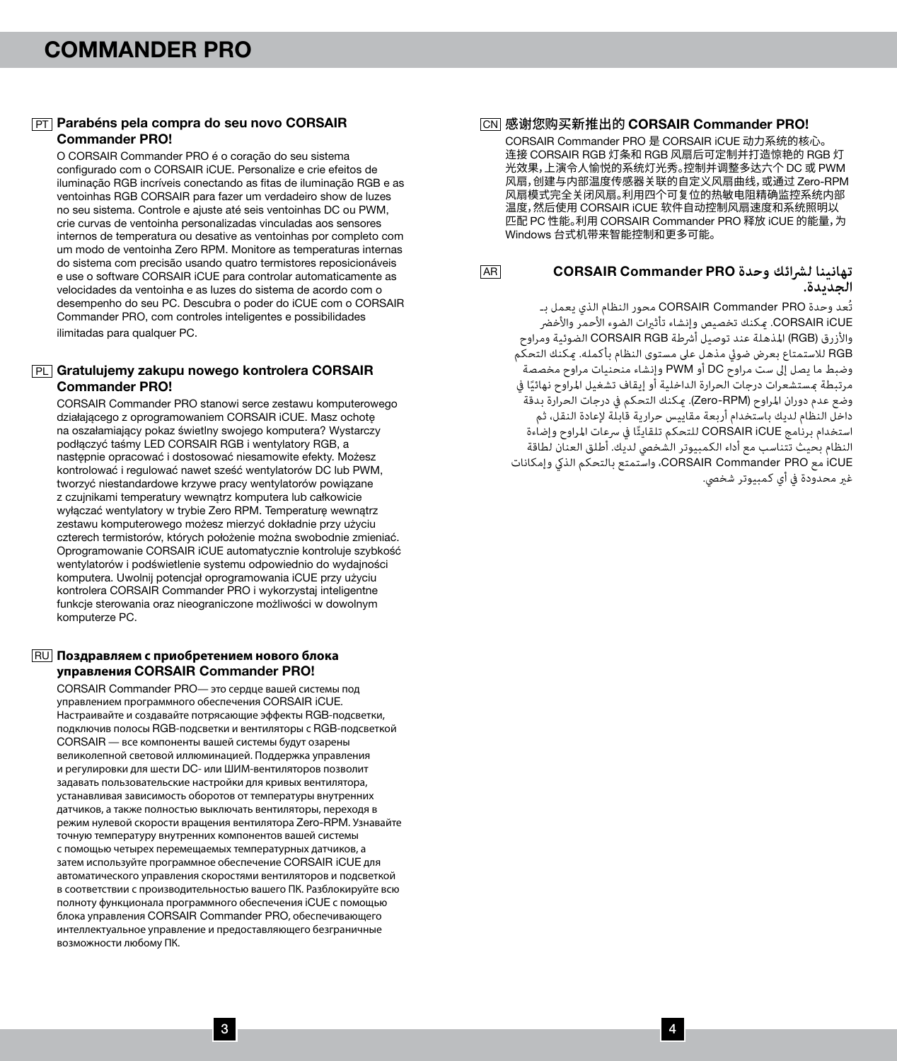# COMMANDER PRO

## PT Parabéns pela compra do seu novo CORSAIR Commander PRO!

O CORSAIR Commander PRO é o coração do seu sistema configurado com o CORSAIR iCUE. Personalize e crie efeitos de iluminação RGB incríveis conectando as fitas de iluminação RGB e as ventoinhas RGB CORSAIR para fazer um verdadeiro show de luzes no seu sistema. Controle e ajuste até seis ventoinhas DC ou PWM, crie curvas de ventoinha personalizadas vinculadas aos sensores internos de temperatura ou desative as ventoinhas por completo com um modo de ventoinha Zero RPM. Monitore as temperaturas internas do sistema com precisão usando quatro termistores reposicionáveis e use o software CORSAIR iCUE para controlar automaticamente as velocidades da ventoinha e as luzes do sistema de acordo com o desempenho do seu PC. Descubra o poder do iCUE com o CORSAIR Commander PRO, com controles inteligentes e possibilidades ilimitadas para qualquer PC.

## PL Gratulujemy zakupu nowego kontrolera CORSAIR Commander PRO!

CORSAIR Commander PRO stanowi serce zestawu komputerowego działającego z oprogramowaniem CORSAIR iCUE. Masz ochotę na oszałamiający pokaz świetlny swojego komputera? Wystarczy podłączyć taśmy LED CORSAIR RGB i wentylatory RGB, a następnie opracować i dostosować niesamowite efekty. Możesz kontrolować i regulować nawet sześć wentylatorów DC lub PWM, tworzyć niestandardowe krzywe pracy wentylatorów powiązane z czujnikami temperatury wewnątrz komputera lub całkowicie wyłączać wentylatory w trybie Zero RPM. Temperaturę wewnątrz zestawu komputerowego możesz mierzyć dokładnie przy użyciu czterech termistorów, których położenie można swobodnie zmieniać. Oprogramowanie CORSAIR iCUE automatycznie kontroluje szybkość wentylatorów i podświetlenie systemu odpowiednio do wydajności komputera. Uwolnij potencjał oprogramowania iCUE przy użyciu kontrolera CORSAIR Commander PRO i wykorzystaj inteligentne funkcje sterowania oraz nieograniczone możliwości w dowolnym komputerze PC.

## RU Поздравляем с приобретением нового блока управления CORSAIR Commander PRO!

CORSAIR Commander PRO— это сердце вашей системы под управлением программного обеспечения CORSAIR iCUE. Настраивайте и создавайте потрясающие эффекты RGB-подсветки, подключив полосы RGB-подсветки и вентиляторы с RGB-подсветкой CORSAIR — все компоненты вашей системы будут озарены великолепной световой иллюминацией. Поддержка управления и регулировки для шести DC- или ШИМ-вентиляторов позволит задавать пользовательские настройки для кривых вентилятора, устанавливая зависимость оборотов от температуры внутренних датчиков, а также полностью выключать вентиляторы, переходя в режим нулевой скорости вращения вентилятора Zero-RPM. Узнавайте точную температуру внутренних компонентов вашей системы с помощью четырех перемещаемых температурных датчиков, а затем используйте программное обеспечение CORSAIR iCUE для автоматического управления скоростями вентиляторов и подсветкой в соответствии с производительностью вашего ПК. Разблокируйте всю полноту функционала программного обеспечения iCUE с помощью блока управления CORSAIR Commander PRO, обеспечивающего интеллектуальное управление и предоставляющего безграничные возможности любому ПК.

## CN 感谢您购买新推出的 CORSAIR Commander PRO!

CORSAIR Commander PRO 是 CORSAIR iCUE 动力系统的核心。连接 CORSAIR RGB 灯条和 RGB 风扇后可定制并打造惊艳的 RGB 灯光效果，上演令人愉悦的系统灯光秀。控制并调整多达六个 DC 或 PWM 风扇，创建与内部温度传感器关联的自定义风扇曲线，或通过 Zero-RPM 风扇模式完全关闭风扇。利用四个可复位的热敏电阻精确监控系统内部温度，然后使用 CORSAIR iCUE 软件自动控制风扇速度和系统照明以匹配 PC 性能。利用 CORSAIR Commander PRO 释放 iCUE 的能量，为 Windows 台式机带来智能控制和更多可能。

## AR تهانينا لشرائك وحدة CORSAIR Commander PRO الجديدة.

تُعد وحدة CORSAIR Commander PRO محور النظام الذي يعمل بـ CORSAIR iCUE. يمكنك تخصيص وإنشاء تأثيرات الضوء الأحمر والأخضر والأزرق (RGB) المذهلة عند توصيل أشرطة CORSAIR RGB الضوئية ومراوح RGB للاستمتاع بعرض ضوئي مذهل على مستوى النظام بأكمله. يمكنك التحكم وضبط ما يصل إلى ست مراوح DC أو PWM وإنشاء منحنيات مراوح مخصصة مرتبطة بمستشعرات درجات الحرارة الداخلية أو إيقاف تشغيل المراوح نهائيًا في وضع عدم دوران المراوح (Zero-RPM). يمكنك التحكم في درجات الحرارة بدقة داخل النظام لديك باستخدام أربعة مقاييس حرارية قابلة لإعادة النقل، ثم استخدام برنامج CORSAIR iCUE للتحكم تلقائيًا في سرعات المراوح وإضاءة النظام بحيث تتناسب مع أداء الكمبيوتر الشخصي لديك. أطلق العنان لطاقة iCUE مع CORSAIR Commander PRO، واستمتع بالتحكم الذكي وإمكانات غير محدودة في أي كمبيوتر شخصي.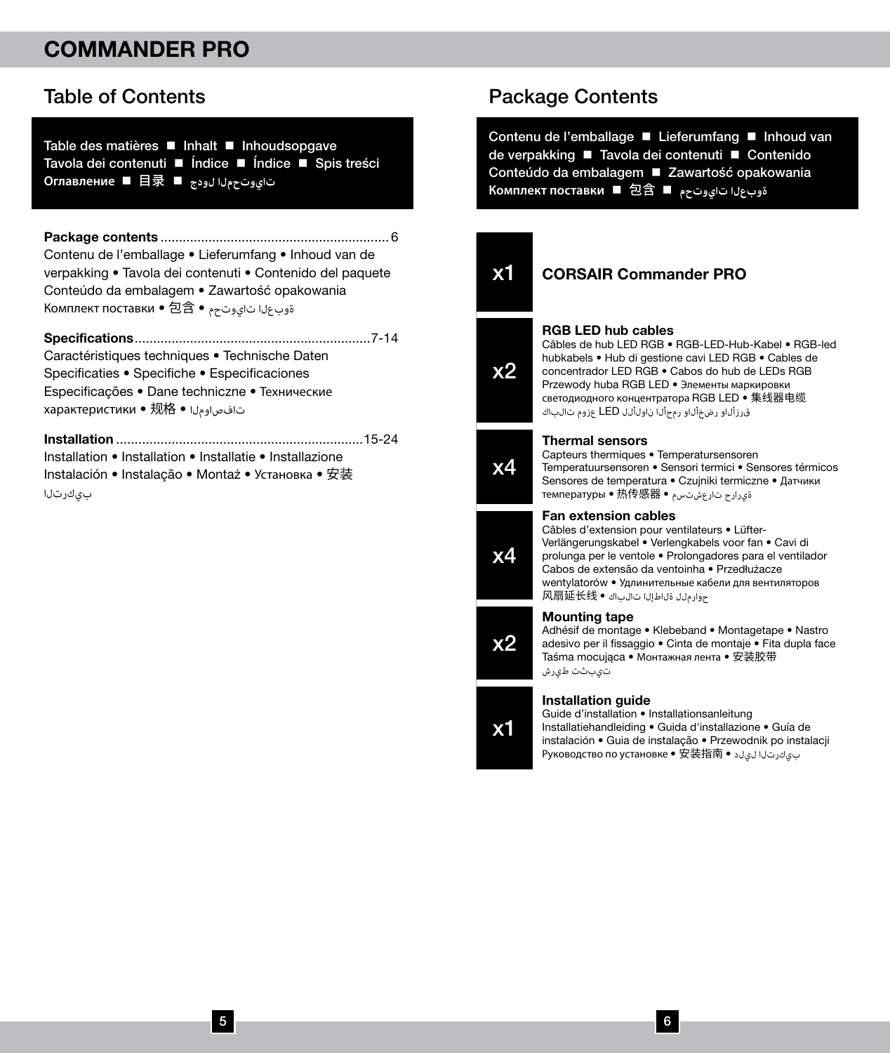# COMMANDER PRO

## Table of Contents

Table des matières ■ Inhalt ■ Inhoudsopgave
Tavola dei contenuti ■ Índice ■ Índice ■ Spis treści
Оглавление ■ 目录 ■ جدول المحتويات

**Package contents** ............................................................. 6
Contenu de l'emballage • Lieferumfang • Inhoud van de verpakking • Tavola dei contenuti • Contenido del paquete
Conteúdo da embalagem • Zawartość opakowania
Комплект поставки • 包含 • محتويات العبوة

**Specifications** ................................................................7-14
Caractéristiques techniques • Technische Daten
Specificaties • Specifiche • Especificaciones
Especificações • Dane techniczne • Технические характеристики • 规格 • المواصفات

**Installation** ..................................................................15-24
Installation • Installation • Installatie • Installazione
Instalación • Instalação • Montaż • Установка • 安装
التركيب

## Package Contents

Contenu de l'emballage ■ Lieferumfang ■ Inhoud van de verpakking ■ Tavola dei contenuti ■ Contenido
Conteúdo da embalagem ■ Zawartość opakowania
Комплект поставки ■ 包含 ■ محتويات العبوة

| Qty | Item |
|---|---|
| x1 | **CORSAIR Commander PRO** |
| x2 | **RGB LED hub cables**<br>Câbles de hub LED RGB • RGB-LED-Hub-Kabel • RGB-led hubkabels • Hub di gestione cavi LED RGB • Cables de concentrador LED RGB • Cabos do hub de LEDs RGB Przewody huba RGB LED • Элементы маркировки светодиодного концентратора RGB LED • 集线器电缆 كابلات موزع LED للألوان الأحمر والأخضر والأزرق |
| x4 | **Thermal sensors**<br>Capteurs thermiques • Temperatursensoren Temperatuursensoren • Sensori termici • Sensores térmicos Sensores de temperatura • Czujniki termiczne • Датчики температуры • 热传感器 • مستشعرات حرارية |
| x4 | **Fan extension cables**<br>Câbles d'extension pour ventilateurs • Lüfter-Verlängerungskabel • Verlengkabels voor fan • Cavi di prolunga per le ventole • Prolongadores para el ventilador Cabos de extensão da ventoinha • Przedłużacze wentylatorów • Удлинительные кабели для вентиляторов 风扇延长线 • كابلات الإطالة للمراوح |
| x2 | **Mounting tape**<br>Adhésif de montage • Klebeband • Montagetape • Nastro adesivo per il fissaggio • Cinta de montaje • Fita dupla face Taśma mocująca • Монтажная лента • 安装胶带 شريط تثبيت |
| x1 | **Installation guide**<br>Guide d'installation • Installationsanleitung Installatiehandleiding • Guida d'installazione • Guía de instalación • Guia de instalação • Przewodnik po instalacji Руководство по установке • 安装指南 • دليل التركيب |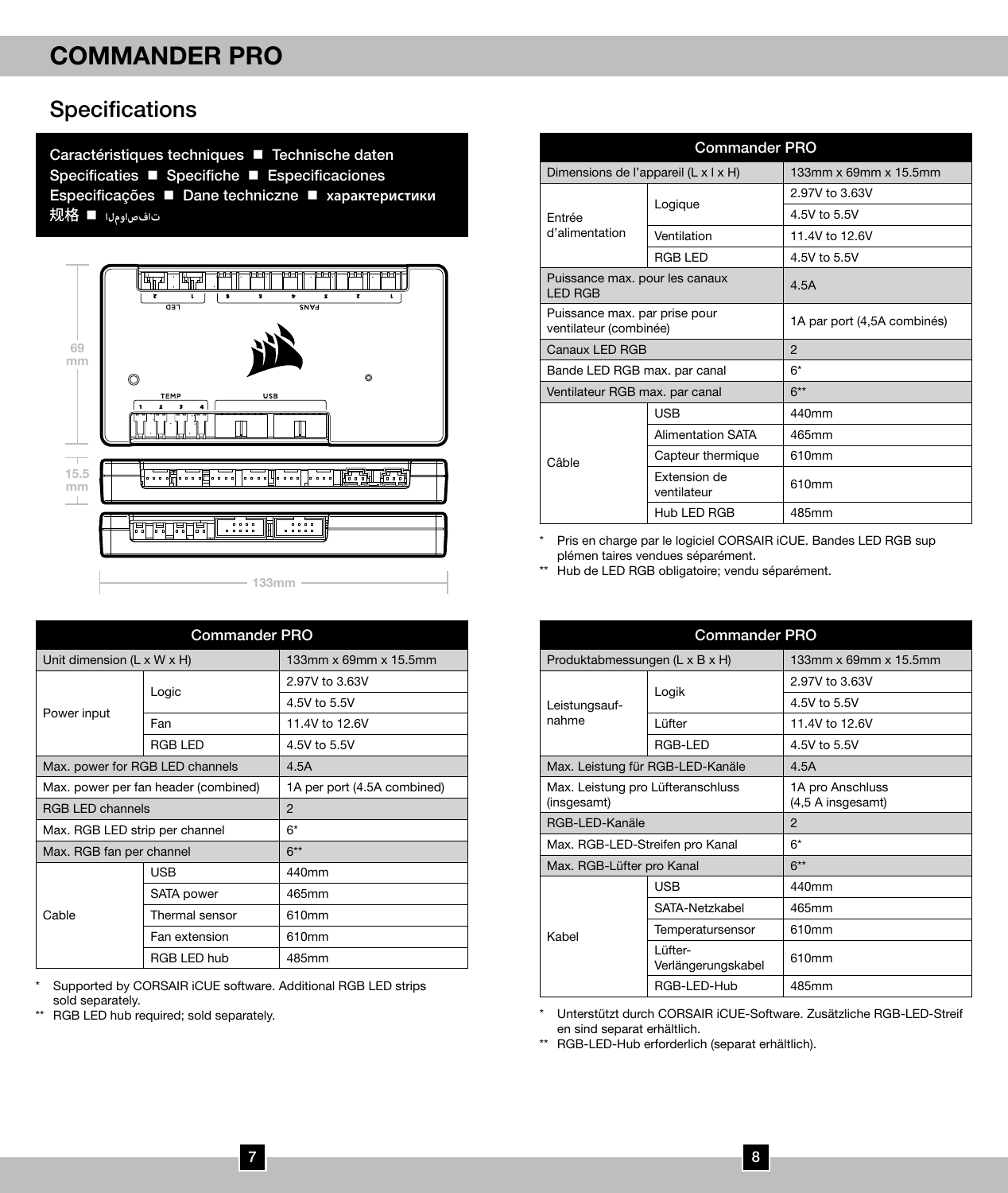# COMMANDER PRO

## Specifications

**Caractéristiques techniques ■ Technische daten**
**Specificaties ■ Specifiche ■ Especificaciones**
**Especificações ■ Dane techniczne ■ характеристики**
**规格 ■ المواصفات**

69 mm

15.5 mm

133mm

| Commander PRO | | |
|---|---|---|
| Unit dimension (L x W x H) | | 133mm x 69mm x 15.5mm |
| Power input | Logic | 2.97V to 3.63V |
| | | 4.5V to 5.5V |
| | Fan | 11.4V to 12.6V |
| | RGB LED | 4.5V to 5.5V |
| Max. power for RGB LED channels | | 4.5A |
| Max. power per fan header (combined) | | 1A per port (4.5A combined) |
| RGB LED channels | | 2 |
| Max. RGB LED strip per channel | | 6* |
| Max. RGB fan per channel | | 6** |
| Cable | USB | 440mm |
| | SATA power | 465mm |
| | Thermal sensor | 610mm |
| | Fan extension | 610mm |
| | RGB LED hub | 485mm |

\* Supported by CORSAIR iCUE software. Additional RGB LED strips sold separately.
\** RGB LED hub required; sold separately.

| Commander PRO | | |
|---|---|---|
| Dimensions de l'appareil (L x l x H) | | 133mm x 69mm x 15.5mm |
| Entrée d'alimentation | Logique | 2.97V to 3.63V |
| | | 4.5V to 5.5V |
| | Ventilation | 11.4V to 12.6V |
| | RGB LED | 4.5V to 5.5V |
| Puissance max. pour les canaux LED RGB | | 4.5A |
| Puissance max. par prise pour ventilateur (combinée) | | 1A par port (4,5A combinés) |
| Canaux LED RGB | | 2 |
| Bande LED RGB max. par canal | | 6* |
| Ventilateur RGB max. par canal | | 6** |
| Câble | USB | 440mm |
| | Alimentation SATA | 465mm |
| | Capteur thermique | 610mm |
| | Extension de ventilateur | 610mm |
| | Hub LED RGB | 485mm |

\* Pris en charge par le logiciel CORSAIR iCUE. Bandes LED RGB sup plémen taires vendues séparément.
\** Hub de LED RGB obligatoire; vendu séparément.

| Commander PRO | | |
|---|---|---|
| Produktabmessungen (L x B x H) | | 133mm x 69mm x 15.5mm |
| Leistungsauf-nahme | Logik | 2.97V to 3.63V |
| | | 4.5V to 5.5V |
| | Lüfter | 11.4V to 12.6V |
| | RGB-LED | 4.5V to 5.5V |
| Max. Leistung für RGB-LED-Kanäle | | 4.5A |
| Max. Leistung pro Lüfteranschluss (insgesamt) | | 1A pro Anschluss (4,5 A insgesamt) |
| RGB-LED-Kanäle | | 2 |
| Max. RGB-LED-Streifen pro Kanal | | 6* |
| Max. RGB-Lüfter pro Kanal | | 6** |
| Kabel | USB | 440mm |
| | SATA-Netzkabel | 465mm |
| | Temperatursensor | 610mm |
| | Lüfter-Verlängerungskabel | 610mm |
| | RGB-LED-Hub | 485mm |

\* Unterstützt durch CORSAIR iCUE-Software. Zusätzliche RGB-LED-Streif en sind separat erhältlich.
\** RGB-LED-Hub erforderlich (separat erhältlich).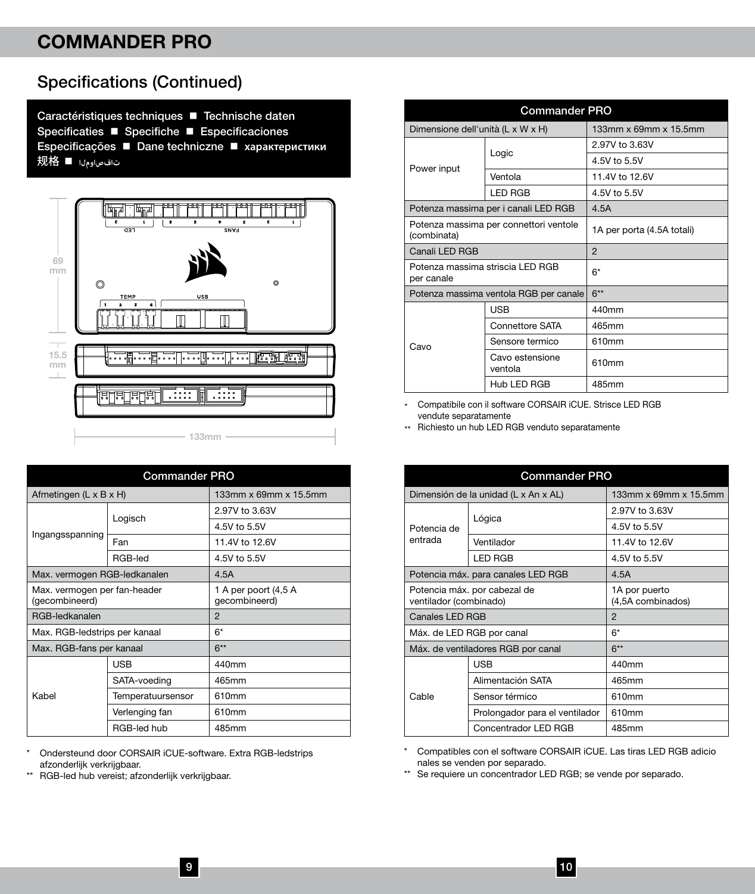## Specifications (Continued)

**Caractéristiques techniques ■ Technische daten
Specificaties ■ Specifiche ■ Especificaciones
Especificações ■ Dane techniczne ■ характеристики
规格 ■ المواصفات**

69 mm

15.5 mm

133mm

| Commander PRO | | |
|---|---|---|
| Afmetingen (L x B x H) | | 133mm x 69mm x 15.5mm |
| Ingangsspanning | Logisch | 2.97V to 3.63V |
| | | 4.5V to 5.5V |
| | Fan | 11.4V to 12.6V |
| | RGB-led | 4.5V to 5.5V |
| Max. vermogen RGB-ledkanalen | | 4.5A |
| Max. vermogen per fan-header (gecombineerd) | | 1 A per poort (4,5 A gecombineerd) |
| RGB-ledkanalen | | 2 |
| Max. RGB-ledstrips per kanaal | | 6* |
| Max. RGB-fans per kanaal | | 6** |
| Kabel | USB | 440mm |
| | SATA-voeding | 465mm |
| | Temperatuursensor | 610mm |
| | Verlenging fan | 610mm |
| | RGB-led hub | 485mm |

\* Ondersteund door CORSAIR iCUE-software. Extra RGB-ledstrips afzonderlijk verkrijgbaar.

** RGB-led hub vereist; afzonderlijk verkrijgbaar.

| Commander PRO | | |
|---|---|---|
| Dimensione dell'unità (L x W x H) | | 133mm x 69mm x 15.5mm |
| Power input | Logic | 2.97V to 3.63V |
| | | 4.5V to 5.5V |
| | Ventola | 11.4V to 12.6V |
| | LED RGB | 4.5V to 5.5V |
| Potenza massima per i canali LED RGB | | 4.5A |
| Potenza massima per connettori ventole (combinata) | | 1A per porta (4.5A totali) |
| Canali LED RGB | | 2 |
| Potenza massima striscia LED RGB per canale | | 6* |
| Potenza massima ventola RGB per canale | | 6** |
| Cavo | USB | 440mm |
| | Connettore SATA | 465mm |
| | Sensore termico | 610mm |
| | Cavo estensione ventola | 610mm |
| | Hub LED RGB | 485mm |

\* Compatibile con il software CORSAIR iCUE. Strisce LED RGB vendute separatamente

** Richiesto un hub LED RGB venduto separatamente

| Commander PRO | | |
|---|---|---|
| Dimensión de la unidad (L x An x AL) | | 133mm x 69mm x 15.5mm |
| Potencia de entrada | Lógica | 2.97V to 3.63V |
| | | 4.5V to 5.5V |
| | Ventilador | 11.4V to 12.6V |
| | LED RGB | 4.5V to 5.5V |
| Potencia máx. para canales LED RGB | | 4.5A |
| Potencia máx. por cabezal de ventilador (combinado) | | 1A por puerto (4,5A combinados) |
| Canales LED RGB | | 2 |
| Máx. de LED RGB por canal | | 6* |
| Máx. de ventiladores RGB por canal | | 6** |
| Cable | USB | 440mm |
| | Alimentación SATA | 465mm |
| | Sensor térmico | 610mm |
| | Prolongador para el ventilador | 610mm |
| | Concentrador LED RGB | 485mm |

\* Compatibles con el software CORSAIR iCUE. Las tiras LED RGB adicio nales se venden por separado.

** Se requiere un concentrador LED RGB; se vende por separado.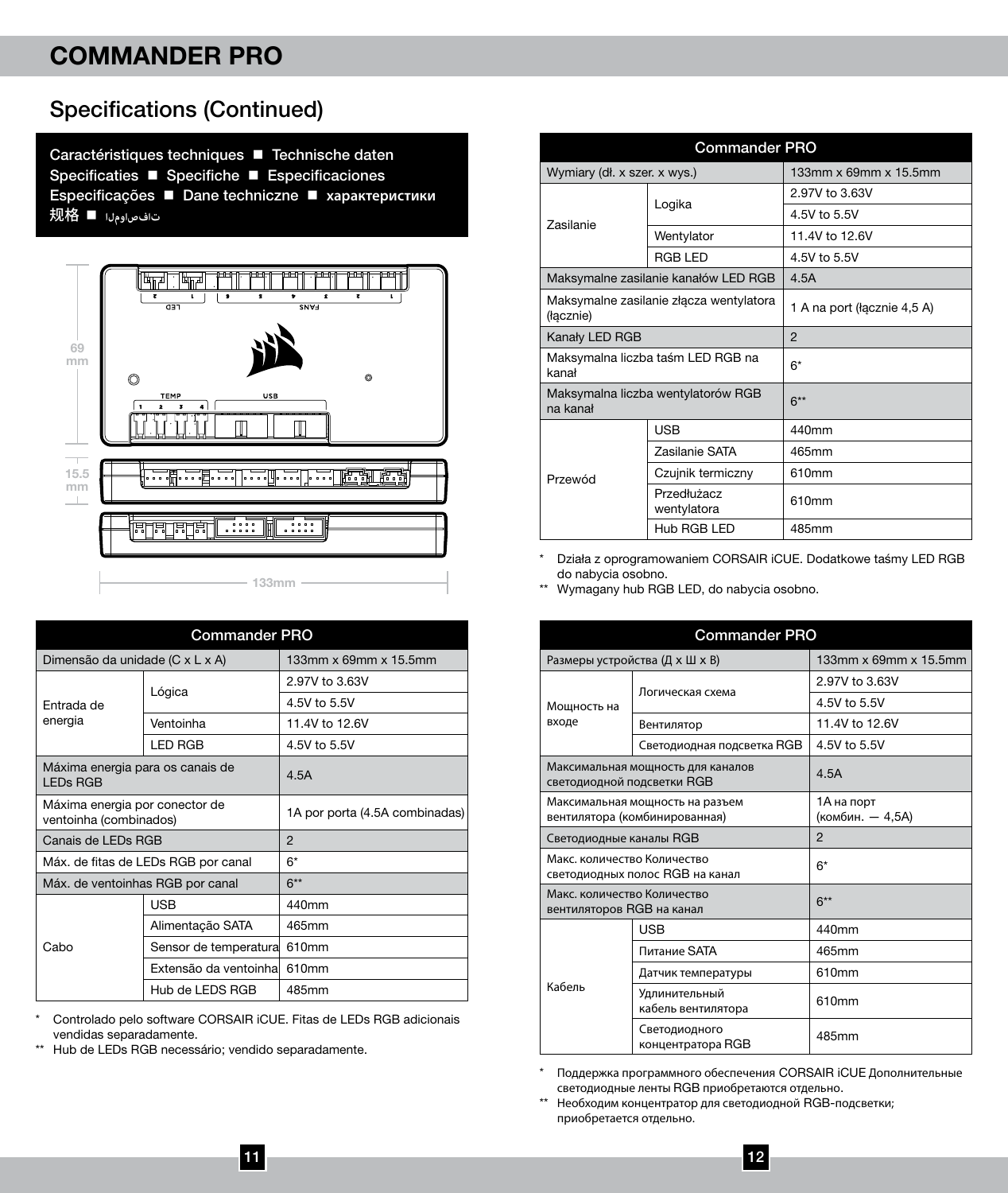# COMMANDER PRO

## Specifications (Continued)

Caractéristiques techniques ■ Technische daten
Specificaties ■ Specifiche ■ Especificaciones
Especificações ■ Dane techniczne ■ характеристики
规格 ■ المواصفات

69 mm

15.5 mm

133mm

| Commander PRO | | |
|---|---|---|
| Dimensão da unidade (C x L x A) | | 133mm x 69mm x 15.5mm |
| Entrada de energia | Lógica | 2.97V to 3.63V |
| | | 4.5V to 5.5V |
| | Ventoinha | 11.4V to 12.6V |
| | LED RGB | 4.5V to 5.5V |
| Máxima energia para os canais de LEDs RGB | | 4.5A |
| Máxima energia por conector de ventoinha (combinados) | | 1A por porta (4.5A combinadas) |
| Canais de LEDs RGB | | 2 |
| Máx. de fitas de LEDs RGB por canal | | 6* |
| Máx. de ventoinhas RGB por canal | | 6** |
| Cabo | USB | 440mm |
| | Alimentação SATA | 465mm |
| | Sensor de temperatura | 610mm |
| | Extensão da ventoinha | 610mm |
| | Hub de LEDS RGB | 485mm |

\* Controlado pelo software CORSAIR iCUE. Fitas de LEDs RGB adicionais vendidas separadamente.
\*\* Hub de LEDs RGB necessário; vendido separadamente.

| Commander PRO | | |
|---|---|---|
| Wymiary (dł. x szer. x wys.) | | 133mm x 69mm x 15.5mm |
| Zasilanie | Logika | 2.97V to 3.63V |
| | | 4.5V to 5.5V |
| | Wentylator | 11.4V to 12.6V |
| | RGB LED | 4.5V to 5.5V |
| Maksymalne zasilanie kanałów LED RGB | | 4.5A |
| Maksymalne zasilanie złącza wentylatora (łącznie) | | 1 A na port (łącznie 4,5 A) |
| Kanały LED RGB | | 2 |
| Maksymalna liczba taśm LED RGB na kanał | | 6* |
| Maksymalna liczba wentylatorów RGB na kanał | | 6** |
| Przewód | USB | 440mm |
| | Zasilanie SATA | 465mm |
| | Czujnik termiczny | 610mm |
| | Przedłużacz wentylatora | 610mm |
| | Hub RGB LED | 485mm |

\* Działa z oprogramowaniem CORSAIR iCUE. Dodatkowe taśmy LED RGB do nabycia osobno.
\*\* Wymagany hub RGB LED, do nabycia osobno.

| Commander PRO | | |
|---|---|---|
| Размеры устройства (Д x Ш x В) | | 133mm x 69mm x 15.5mm |
| Мощность на входе | Логическая схема | 2.97V to 3.63V |
| | | 4.5V to 5.5V |
| | Вентилятор | 11.4V to 12.6V |
| | Светодиодная подсветка RGB | 4.5V to 5.5V |
| Максимальная мощность для каналов светодиодной подсветки RGB | | 4.5A |
| Максимальная мощность на разъем вентилятора (комбинированная) | | 1А на порт (комбин. — 4,5А) |
| Светодиодные каналы RGB | | 2 |
| Макс. количество Количество светодиодных полос RGB на канал | | 6* |
| Макс. количество Количество вентиляторов RGB на канал | | 6** |
| Кабель | USB | 440mm |
| | Питание SATA | 465mm |
| | Датчик температуры | 610mm |
| | Удлинительный кабель вентилятора | 610mm |
| | Светодиодного концентратора RGB | 485mm |

\* Поддержка программного обеспечения CORSAIR iCUE Дополнительные светодиодные ленты RGB приобретаются отдельно.
\*\* Необходим концентратор для светодиодной RGB-подсветки; приобретается отдельно.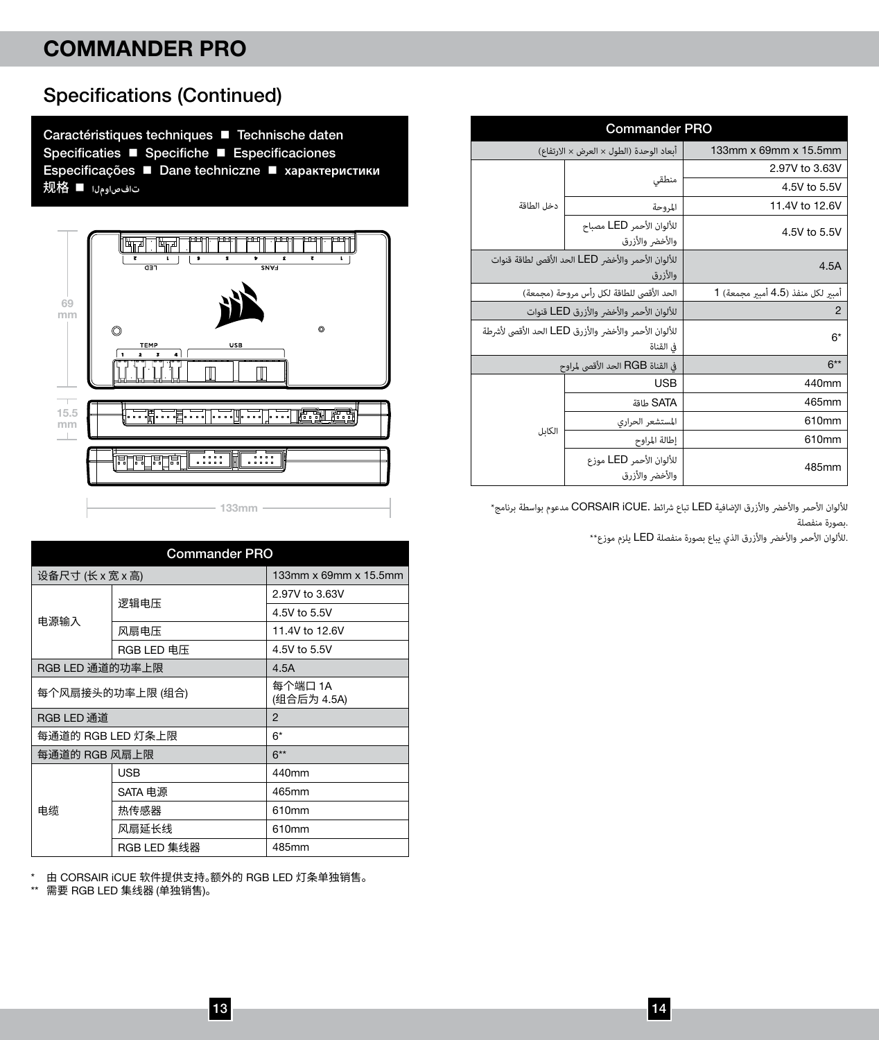# COMMANDER PRO

## Specifications (Continued)

Caractéristiques techniques ■ Technische daten
Specificaties ■ Specifiche ■ Especificaciones
Especificações ■ Dane techniczne ■ характеристики
规格 ■ المواصفات

| Commander PRO | | |
|---|---|---|
| 设备尺寸 (长 x 宽 x 高) | | 133mm x 69mm x 15.5mm |
| 电源输入 | 逻辑电压 | 2.97V to 3.63V |
| | | 4.5V to 5.5V |
| | 风扇电压 | 11.4V to 12.6V |
| | RGB LED 电压 | 4.5V to 5.5V |
| RGB LED 通道的功率上限 | | 4.5A |
| 每个风扇接头的功率上限 (组合) | | 每个端口 1A (组合后为 4.5A) |
| RGB LED 通道 | | 2 |
| 每通道的 RGB LED 灯条上限 | | 6* |
| 每通道的 RGB 风扇上限 | | 6** |
| 电缆 | USB | 440mm |
| | SATA 电源 | 465mm |
| | 热传感器 | 610mm |
| | 风扇延长线 | 610mm |
| | RGB LED 集线器 | 485mm |

\* 由 CORSAIR iCUE 软件提供支持。额外的 RGB LED 灯条单独销售。
\*\* 需要 RGB LED 集线器 (单独销售)。

| Commander PRO | | |
|---|---|---|
| 133mm x 69mm x 15.5mm | | أبعاد الوحدة (الطول × العرض × الارتفاع) |
| 2.97V to 3.63V | منطقي | دخل الطاقة |
| 4.5V to 5.5V | | |
| 11.4V to 12.6V | المروحة | |
| 4.5V to 5.5V | مصباح LED للألوان الأحمر والأخضر والأزرق | |
| 4.5A | | الحد الأقصى LED للألوان الأحمر والأخضر والأزرق لطاقة قنوات |
| أمبير لكل منفذ (4.5 أمبير مجمعة) 1 | | الحد الأقصى للطاقة لكل رأس مروحة (مجمعة) |
| 2 | | قنوات LED للألوان الأحمر والأخضر والأزرق |
| 6* | | الحد الأقصى LED للألوان الأحمر والأخضر والأزرق لأشرطة في القناة |
| 6** | | في القناة RGB الحد الأقصى لمراوح |
| 440mm | USB | الكابل |
| 465mm | SATA طاقة | |
| 610mm | المستشعر الحراري | |
| 610mm | إطالة المراوح | |
| 485mm | موزع LED للألوان الأحمر والأخضر والأزرق | |

\*للألوان الأحمر والأخضر والأزرق الإضافية LED تباع شرائط .CORSAIR iCUE مدعوم بواسطة برنامج بصورة منفصلة.
\*\*للألوان الأحمر والأخضر والأزرق الذي يباع بصورة منفصلة LED يلزم موزع.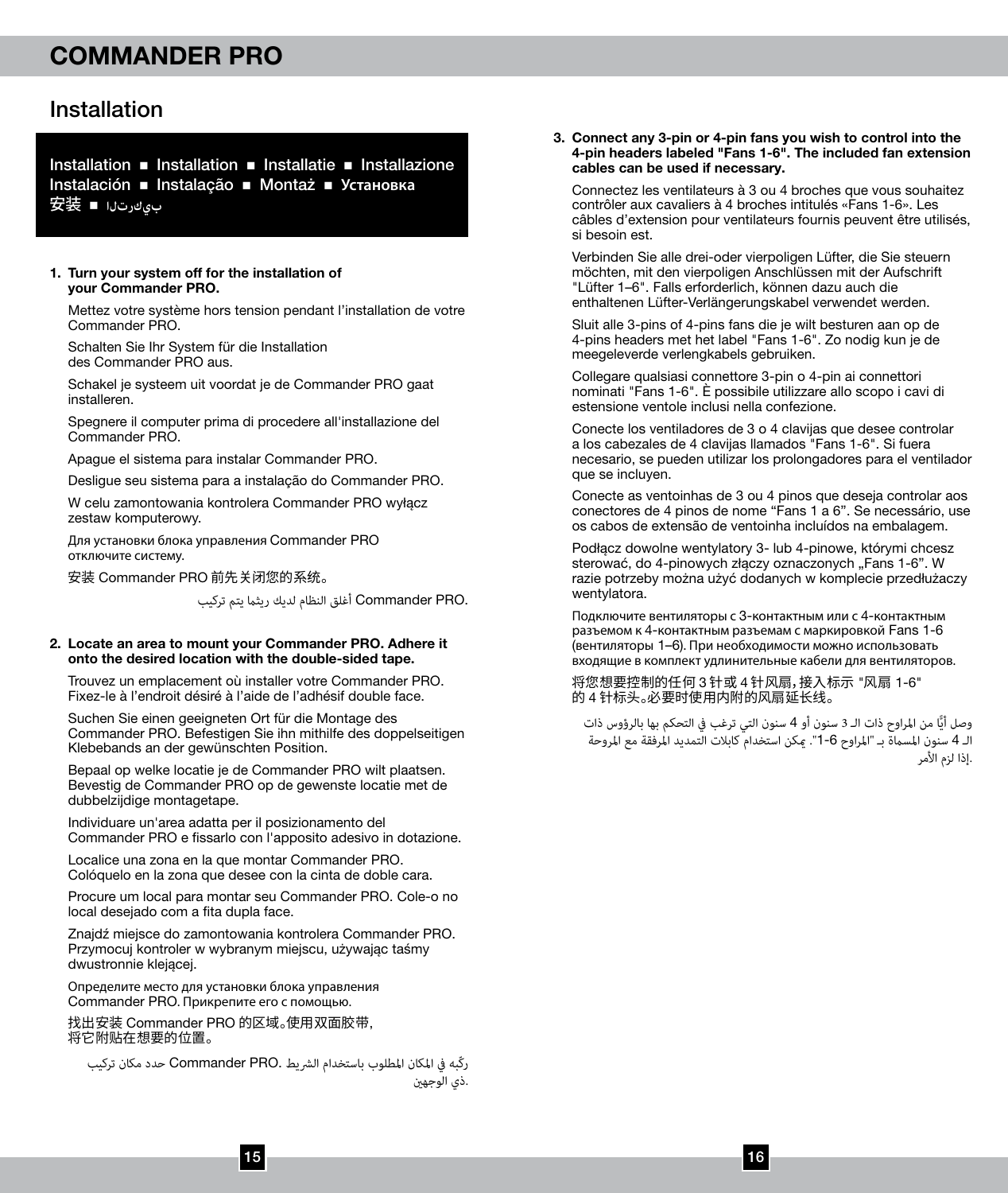# COMMANDER PRO

## Installation

Installation ■ Installation ■ Installatie ■ Installazione
Instalación ■ Instalação ■ Montaż ■ Установка
安装 ■ التركيب

1. **Turn your system off for the installation of your Commander PRO.**

   Mettez votre système hors tension pendant l'installation de votre Commander PRO.

   Schalten Sie Ihr System für die Installation des Commander PRO aus.

   Schakel je systeem uit voordat je de Commander PRO gaat installeren.

   Spegnere il computer prima di procedere all'installazione del Commander PRO.

   Apague el sistema para instalar Commander PRO.

   Desligue seu sistema para a instalação do Commander PRO.

   W celu zamontowania kontrolera Commander PRO wyłącz zestaw komputerowy.

   Для установки блока управления Commander PRO отключите систему.

   安装 Commander PRO 前先关闭您的系统。

   أغلق النظام لديك ريثما يتم تركيب Commander PRO.

2. **Locate an area to mount your Commander PRO. Adhere it onto the desired location with the double-sided tape.**

   Trouvez un emplacement où installer votre Commander PRO. Fixez-le à l'endroit désiré à l'aide de l'adhésif double face.

   Suchen Sie einen geeigneten Ort für die Montage des Commander PRO. Befestigen Sie ihn mithilfe des doppelseitigen Klebebands an der gewünschten Position.

   Bepaal op welke locatie je de Commander PRO wilt plaatsen. Bevestig de Commander PRO op de gewenste locatie met de dubbelzijdige montagetape.

   Individuare un'area adatta per il posizionamento del Commander PRO e fissarlo con l'apposito adesivo in dotazione.

   Localice una zona en la que montar Commander PRO. Colóquelo en la zona que desee con la cinta de doble cara.

   Procure um local para montar seu Commander PRO. Cole-o no local desejado com a fita dupla face.

   Znajdź miejsce do zamontowania kontrolera Commander PRO. Przymocuj kontroler w wybranym miejscu, używając taśmy dwustronnie klejącej.

   Определите место для установки блока управления Commander PRO. Прикрепите его с помощью.

   找出安装 Commander PRO 的区域。使用双面胶带，将它附贴在想要的位置。

   حدد مكان تركيب Commander PRO. ركّبه في المكان المطلوب باستخدام الشريط ذي الوجهين.

3. **Connect any 3-pin or 4-pin fans you wish to control into the 4-pin headers labeled "Fans 1-6". The included fan extension cables can be used if necessary.**

   Connectez les ventilateurs à 3 ou 4 broches que vous souhaitez contrôler aux cavaliers à 4 broches intitulés «Fans 1-6». Les câbles d'extension pour ventilateurs fournis peuvent être utilisés, si besoin est.

   Verbinden Sie alle drei-oder vierpoligen Lüfter, die Sie steuern möchten, mit den vierpoligen Anschlüssen mit der Aufschrift "Lüfter 1–6". Falls erforderlich, können dazu auch die enthaltenen Lüfter-Verlängerungskabel verwendet werden.

   Sluit alle 3-pins of 4-pins fans die je wilt besturen aan op de 4-pins headers met het label "Fans 1-6". Zo nodig kun je de meegeleverde verlengkabels gebruiken.

   Collegare qualsiasi connettore 3-pin o 4-pin ai connettori nominati "Fans 1-6". È possibile utilizzare allo scopo i cavi di estensione ventole inclusi nella confezione.

   Conecte los ventiladores de 3 o 4 clavijas que desee controlar a los cabezales de 4 clavijas llamados "Fans 1-6". Si fuera necesario, se pueden utilizar los prolongadores para el ventilador que se incluyen.

   Conecte as ventoinhas de 3 ou 4 pinos que deseja controlar aos conectores de 4 pinos de nome "Fans 1 a 6". Se necessário, use os cabos de extensão de ventoinha incluídos na embalagem.

   Podłącz dowolne wentylatory 3- lub 4-pinowe, którymi chcesz sterować, do 4-pinowych złączy oznaczonych „Fans 1-6". W razie potrzeby można użyć dodanych w komplecie przedłużaczy wentylatora.

   Подключите вентиляторы с 3-контактным или с 4-контактным разъемом к 4-контактным разъемам с маркировкой Fans 1-6 (вентиляторы 1–6). При необходимости можно использовать входящие в комплект удлинительные кабели для вентиляторов.

   将您想要控制的任何 3 针或 4 针风扇，接入标示 "风扇 1-6" 的 4 针标头。必要时使用内附的风扇延长线。

   وصل أيًّا من المراوح ذات الـ 3 سنون أو 4 سنون التي ترغب في التحكم بها بالرؤوس ذات الـ 4 سنون المسماة بـ "المراوح 1-6". يمكن استخدام كابلات التمديد المرفقة مع المروحة إذا لزم الأمر.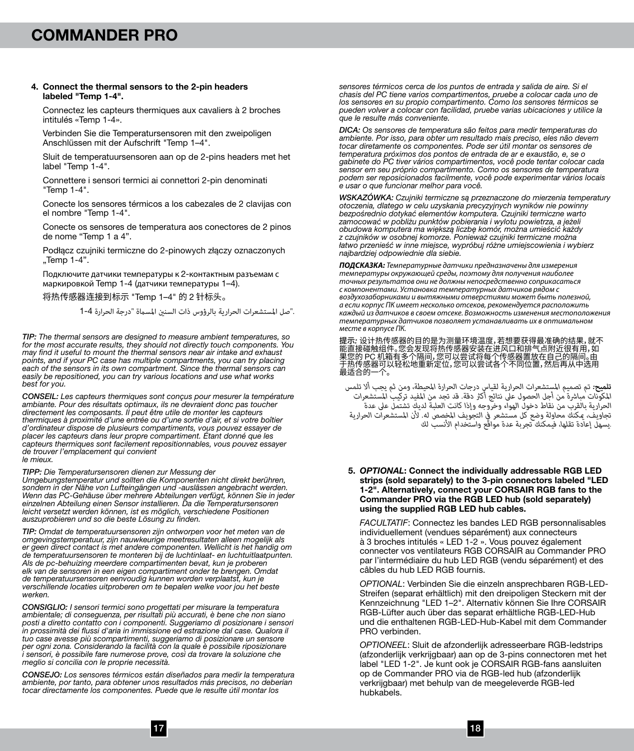**4. Connect the thermal sensors to the 2-pin headers labeled "Temp 1-4".**

Connectez les capteurs thermiques aux cavaliers à 2 broches intitulés «Temp 1-4».

Verbinden Sie die Temperatursensoren mit den zweipoligen Anschlüssen mit der Aufschrift "Temp 1–4".

Sluit de temperatuursensoren aan op de 2-pins headers met het label "Temp 1-4".

Connettere i sensori termici ai connettori 2-pin denominati "Temp 1-4".

Conecte los sensores térmicos a los cabezales de 2 clavijas con el nombre "Temp 1-4".

Conecte os sensores de temperatura aos conectores de 2 pinos de nome “Temp 1 a 4”.

Podłącz czujniki termiczne do 2-pinowych złączy oznaczonych „Temp 1-4”.

Подключите датчики температуры к 2-контактным разъемам с маркировкой Temp 1-4 (датчики температуры 1–4).

将热传感器连接到标示 "Temp 1–4" 的 2 针标头。

صل المستشعرات الحرارية بالرؤوس ذات السنين المسماة "درجة الحرارة 1-4".

*TIP: The thermal sensors are designed to measure ambient temperatures, so for the most accurate results, they should not directly touch components. You may find it useful to mount the thermal sensors near air intake and exhaust points, and if your PC case has multiple compartments, you can try placing each of the sensors in its own compartment. Since the thermal sensors can easily be repositioned, you can try various locations and use what works best for you.*

*CONSEIL: Les capteurs thermiques sont conçus pour mesurer la température ambiante. Pour des résultats optimaux, ils ne devraient donc pas toucher directement les composants. Il peut être utile de monter les capteurs thermiques à proximité d'une entrée ou d'une sortie d'air, et si votre boîtier d'ordinateur dispose de plusieurs compartiments, vous pouvez essayer de placer les capteurs dans leur propre compartiment. Étant donné que les capteurs thermiques sont facilement repositionnables, vous pouvez essayer de trouver l'emplacement qui convient le mieux.*

*TIPP: Die Temperatursensoren dienen zur Messung der Umgebungstemperatur und sollten die Komponenten nicht direkt berühren, sondern in der Nähe von Lufteingängen und -auslässen angebracht werden. Wenn das PC-Gehäuse über mehrere Abteilungen verfügt, können Sie in jeder einzelnen Abteilung einen Sensor installieren. Da die Temperatursensoren leicht versetzt werden können, ist es möglich, verschiedene Positionen auszuprobieren und so die beste Lösung zu finden.*

*TIP: Omdat de temperatuursensoren zijn ontworpen voor het meten van de omgevingstemperatuur, zijn nauwkeurige meetresultaten alleen mogelijk als er geen direct contact is met andere componenten. Wellicht is het handig om de temperatuursensoren te monteren bij de luchtinlaat- en luchtuitlaatpunten. Als de pc-behuizing meerdere compartimenten bevat, kun je proberen elk van de sensoren in een eigen compartiment onder te brengen. Omdat de temperatuursensoren eenvoudig kunnen worden verplaatst, kun je verschillende locaties uitproberen om te bepalen welke voor jou het beste werken.*

*CONSIGLIO: I sensori termici sono progettati per misurare la temperatura ambientale; di conseguenza, per risultati più accurati, è bene che non siano posti a diretto contatto con i componenti. Suggeriamo di posizionare i sensori in prossimità dei flussi d'aria in immissione ed estrazione dal case. Qualora il tuo case avesse più scompartimenti, suggeriamo di posizionare un sensore per ogni zona. Considerando la facilità con la quale è possibile riposizionare i sensori, è possibile fare numerose prove, così da trovare la soluzione che meglio si concilia con le proprie necessità.*

*CONSEJO: Los sensores térmicos están diseñados para medir la temperatura ambiente, por tanto, para obtener unos resultados más precisos, no deberían tocar directamente los componentes. Puede que le resulte útil montar los sensores térmicos cerca de los puntos de entrada y salida de aire. Si el chasis del PC tiene varios compartimentos, pruebe a colocar cada uno de los sensores en su propio compartimento. Como los sensores térmicos se pueden volver a colocar con facilidad, pruebe varias ubicaciones y utilice la que le resulte más conveniente.*

*DICA: Os sensores de temperatura são feitos para medir temperaturas do ambiente. Por isso, para obter um resultado mais preciso, eles não devem tocar diretamente os componentes. Pode ser útil montar os sensores de temperatura próximos dos pontos de entrada de ar e exaustão, e, se o gabinete do PC tiver vários compartimentos, você pode tentar colocar cada sensor em seu próprio compartimento. Como os sensores de temperatura podem ser reposicionados facilmente, você pode experimentar vários locais e usar o que funcionar melhor para você.*

*WSKAZÓWKA: Czujniki termiczne są przeznaczone do mierzenia temperatury otoczenia, dlatego w celu uzyskania precyzyjnych wyników nie powinny bezpośrednio dotykać elementów komputera. Czujniki termiczne warto zamocować w pobliżu punktów pobierania i wylotu powietrza, a jeżeli obudowa komputera ma większą liczbę komór, można umieścić każdy z czujników w osobnej komorze. Ponieważ czujniki termiczne można łatwo przenieść w inne miejsce, wypróbuj różne umiejscowienia i wybierz najbardziej odpowiednie dla siebie.*

*ПОДСКАЗКА: Температурные датчики предназначены для измерения температуры окружающей среды, поэтому для получения наиболее точных результатов они не должны непосредственно соприкасаться с компонентами. Установка температурных датчиков рядом с воздухозаборниками и вытяжными отверстиями может быть полезной, а если корпус ПК имеет несколько отсеков, рекомендуется расположить каждый из датчиков в своем отсеке. Возможность изменения местоположения температурных датчиков позволяет устанавливать их в оптимальном месте в корпусе ПК.*

提示：设计热传感器的目的是为测量环境温度，若想要获得最准确的结果，就不能直接碰触组件。您会发现将热传感器安装在进风口和排气点附近很有用，如果您的 PC 机箱有多个隔间，您可以尝试将每个传感器置放在自己的隔间。由于热传感器可以轻松地重新定位，您可以尝试各个不同位置，然后再从中选用最适合的一个。

*تلميح: تم تصميم المستشعرات الحرارية لقياس درجات الحرارة المحيطة، ومن ثم يجب ألا تلمس المكونات مباشرة من أجل الحصول على نتائج أكثر دقة. قد تجد من المفيد تركيب المستشعرات الحرارية بالقرب من نقاط دخول الهواء وخروجه وإذا كانت العلبة لديك تشتمل على عدة تجاويف، يمكنك محاولة وضع كل مستشعر في التجويف المخصص له. لأن المستشعرات الحرارية يسهل إعادة تقلها، فيمكنك تجربة عدة مواقع واستخدام الأنسب لك.*

**5. *OPTIONAL*: Connect the individually addressable RGB LED strips (sold separately) to the 3-pin connectors labeled "LED 1-2". Alternatively, connect your CORSAIR RGB fans to the Commander PRO via the RGB LED hub (sold separately) using the supplied RGB LED hub cables.**

*FACULTATIF*: Connectez les bandes LED RGB personnalisables individuellement (vendues séparément) aux connecteurs à 3 broches intitulés « LED 1-2 ». Vous pouvez également connecter vos ventilateurs RGB CORSAIR au Commander PRO par l'intermédiaire du hub LED RGB (vendu séparément) et des câbles du hub LED RGB fournis.

*OPTIONAL*: Verbinden Sie die einzeln ansprechbaren RGB-LED-Streifen (separat erhältlich) mit den dreipoligen Steckern mit der Kennzeichnung "LED 1–2". Alternativ können Sie Ihre CORSAIR RGB-Lüfter auch über das separat erhältliche RGB-LED-Hub und die enthaltenen RGB-LED-Hub-Kabel mit dem Commander PRO verbinden.

*OPTIONEEL*: Sluit de afzonderlijk adresseerbare RGB-ledstrips (afzonderlijk verkrijgbaar) aan op de 3-pins connectoren met het label "LED 1-2". Je kunt ook je CORSAIR RGB-fans aansluiten op de Commander PRO via de RGB-led hub (afzonderlijk verkrijgbaar) met behulp van de meegeleverde RGB-led hubkabels.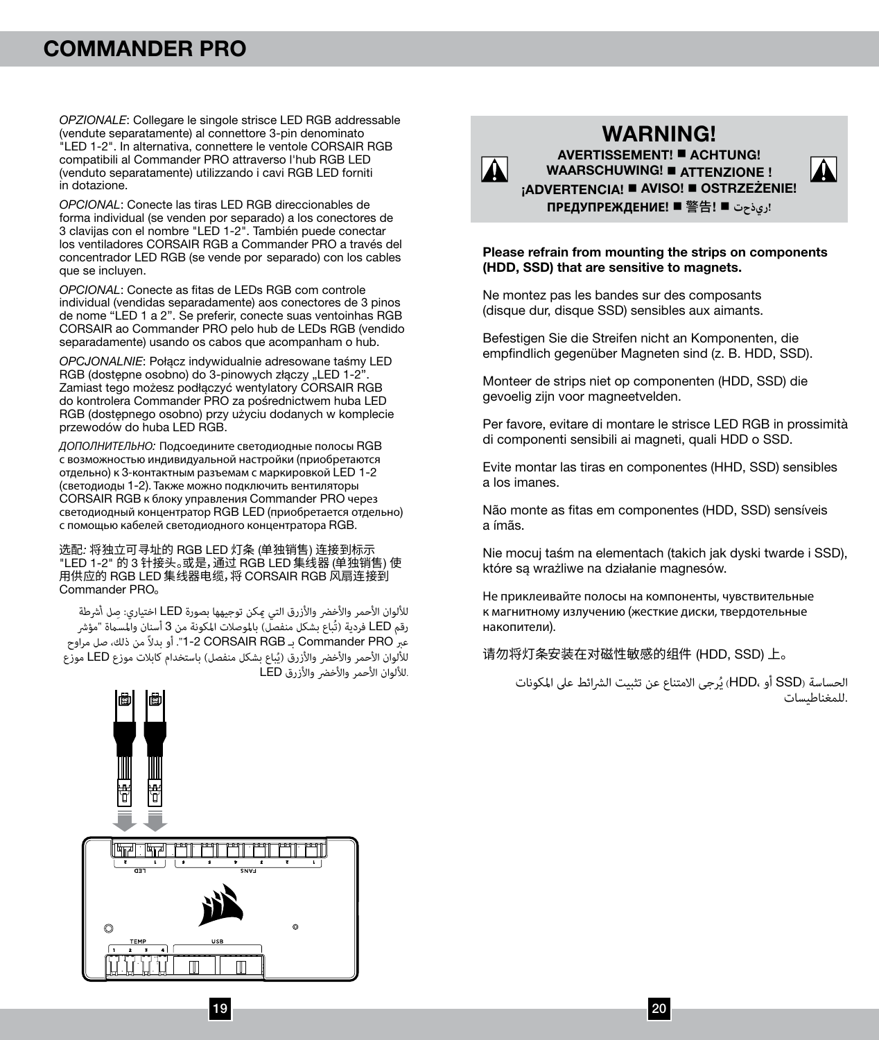*OPZIONALE*: Collegare le singole strisce LED RGB addressable (vendute separatamente) al connettore 3-pin denominato "LED 1-2". In alternativa, connettere le ventole CORSAIR RGB compatibili al Commander PRO attraverso l'hub RGB LED (venduto separatamente) utilizzando i cavi RGB LED forniti in dotazione.

*OPCIONAL*: Conecte las tiras LED RGB direccionables de forma individual (se venden por separado) a los conectores de 3 clavijas con el nombre "LED 1-2". También puede conectar los ventiladores CORSAIR RGB a Commander PRO a través del concentrador LED RGB (se vende por separado) con los cables que se incluyen.

*OPCIONAL*: Conecte as fitas de LEDs RGB com controle individual (vendidas separadamente) aos conectores de 3 pinos de nome "LED 1 a 2". Se preferir, conecte suas ventoinhas RGB CORSAIR ao Commander PRO pelo hub de LEDs RGB (vendido separadamente) usando os cabos que acompanham o hub.

*OPCJONALNIE*: Połącz indywidualnie adresowane taśmy LED RGB (dostępne osobno) do 3-pinowych złączy „LED 1-2". Zamiast tego możesz podłączyć wentylatory CORSAIR RGB do kontrolera Commander PRO za pośrednictwem huba LED RGB (dostępnego osobno) przy użyciu dodanych w komplecie przewodów do huba LED RGB.

*ДОПОЛНИТЕЛЬНО:* Подсоедините светодиодные полосы RGB с возможностью индивидуальной настройки (приобретаются отдельно) к 3-контактным разъемам с маркировкой LED 1-2 (светодиоды 1-2). Также можно подключить вентиляторы CORSAIR RGB к блоку управления Commander PRO через светодиодный концентратор RGB LED (приобретается отдельно) с помощью кабелей светодиодного концентратора RGB.

选配: 将独立可寻址的 RGB LED 灯条 (单独销售) 连接到标示 "LED 1-2" 的 3 针接头。或是，通过 RGB LED 集线器 (单独销售) 使用供应的 RGB LED 集线器电缆，将 CORSAIR RGB 风扇连接到 Commander PRO。

اختياري: صِل أشرطة LED للألوان الأحمر والأخضر والأزرق التي يمكن توجيهها بصورة فردية (تُباع بشكل منفصل) بالموصلات المكونة من 3 أسنان والمسماة "مؤشر LED رقم 1-2". أو بدلاً من ذلك، صل مراوح CORSAIR RGB بـ Commander PRO عبر موزع LED للألوان الأحمر والأخضر والأزرق (يُباع بشكل منفصل) باستخدام كابلات موزع LED للألوان الأحمر والأخضر والأزرق.

## WARNING!

**AVERTISSEMENT! ■ ACHTUNG! WAARSCHUWING! ■ ATTENZIONE ! ¡ADVERTENCIA! ■ AVISO! ■ OSTRZEŻENIE! ПРЕДУПРЕЖДЕНИЕ! ■ 警告! ■ !تحذير**

**Please refrain from mounting the strips on components (HDD, SSD) that are sensitive to magnets.**

Ne montez pas les bandes sur des composants (disque dur, disque SSD) sensibles aux aimants.

Befestigen Sie die Streifen nicht an Komponenten, die empfindlich gegenüber Magneten sind (z. B. HDD, SSD).

Monteer de strips niet op componenten (HDD, SSD) die gevoelig zijn voor magneetvelden.

Per favore, evitare di montare le strisce LED RGB in prossimità di componenti sensibili ai magneti, quali HDD o SSD.

Evite montar las tiras en componentes (HHD, SSD) sensibles a los imanes.

Não monte as fitas em componentes (HDD, SSD) sensíveis a ímãs.

Nie mocuj taśm na elementach (takich jak dyski twarde i SSD), które są wrażliwe na działanie magnesów.

Не приклеивайте полосы на компоненты, чувствительные к магнитному излучению (жесткие диски, твердотельные накопители).

请勿将灯条安装在对磁性敏感的组件 (HDD, SSD) 上。

يُرجى الامتناع عن تثبيت الشرائط على المكونات (HDD، أو SSD) الحساسة للمغناطيسات.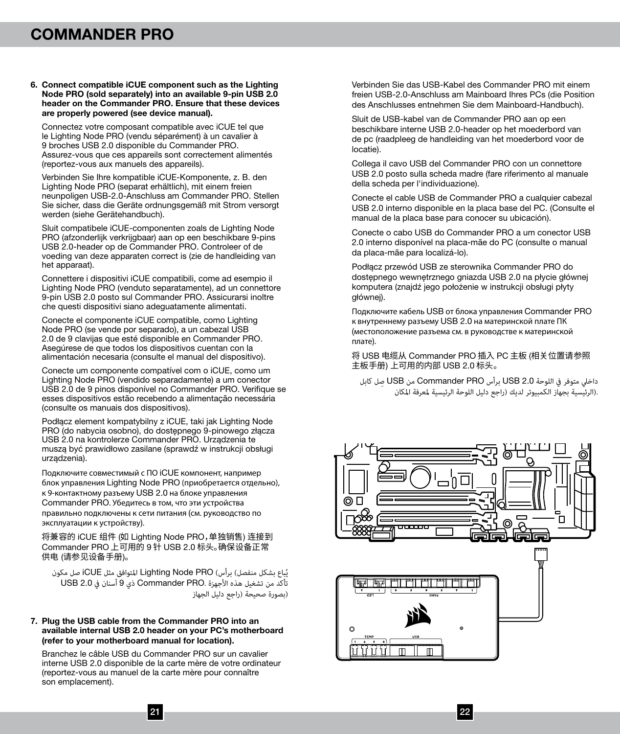**6. Connect compatible iCUE component such as the Lighting Node PRO (sold separately) into an available 9-pin USB 2.0 header on the Commander PRO. Ensure that these devices are properly powered (see device manual).**

Connectez votre composant compatible avec iCUE tel que le Lighting Node PRO (vendu séparément) à un cavalier à 9 broches USB 2.0 disponible du Commander PRO. Assurez-vous que ces appareils sont correctement alimentés (reportez-vous aux manuels des appareils).

Verbinden Sie Ihre kompatible iCUE-Komponente, z. B. den Lighting Node PRO (separat erhältlich), mit einem freien neunpoligen USB-2.0-Anschluss am Commander PRO. Stellen Sie sicher, dass die Geräte ordnungsgemäß mit Strom versorgt werden (siehe Gerätehandbuch).

Sluit compatibele iCUE-componenten zoals de Lighting Node PRO (afzonderlijk verkrijgbaar) aan op een beschikbare 9-pins USB 2.0-header op de Commander PRO. Controleer of de voeding van deze apparaten correct is (zie de handleiding van het apparaat).

Connettere i dispositivi iCUE compatibili, come ad esempio il Lighting Node PRO (venduto separatamente), ad un connettore 9-pin USB 2.0 posto sul Commander PRO. Assicurarsi inoltre che questi dispositivi siano adeguatamente alimentati.

Conecte el componente iCUE compatible, como Lighting Node PRO (se vende por separado), a un cabezal USB 2.0 de 9 clavijas que esté disponible en Commander PRO. Asegúrese de que todos los dispositivos cuentan con la alimentación necesaria (consulte el manual del dispositivo).

Conecte um componente compatível com o iCUE, como um Lighting Node PRO (vendido separadamente) a um conector USB 2.0 de 9 pinos disponível no Commander PRO. Verifique se esses dispositivos estão recebendo a alimentação necessária (consulte os manuais dos dispositivos).

Podłącz element kompatybilny z iCUE, taki jak Lighting Node PRO (do nabycia osobno), do dostępnego 9-pinowego złącza USB 2.0 na kontrolerze Commander PRO. Urządzenia te muszą być prawidłowo zasilane (sprawdź w instrukcji obsługi urządzenia).

Подключите совместимый с ПО iCUE компонент, например блок управления Lighting Node PRO (приобретается отдельно), к 9-контактному разъему USB 2.0 на блоке управления Commander PRO. Убедитесь в том, что эти устройства правильно подключены к сети питания (см. руководство по эксплуатации к устройству).

将兼容的 iCUE 组件 (如 Lighting Node PRO，单独销售) 连接到 Commander PRO 上可用的 9 针 USB 2.0 标头。确保设备正常供电 (请参见设备手册)。

صل مكون iCUE المتوافق مثل Lighting Node PRO (يُباع بشكل منفصل) برأس USB 2.0 ذي 9 أسنان في Commander PRO. تأكد من تشغيل هذه الأجهزة بصورة صحيحة (راجع دليل الجهاز)

**7. Plug the USB cable from the Commander PRO into an available internal USB 2.0 header on your PC's motherboard (refer to your motherboard manual for location).**

Branchez le câble USB du Commander PRO sur un cavalier interne USB 2.0 disponible de la carte mère de votre ordinateur (reportez-vous au manuel de la carte mère pour connaître son emplacement).

Verbinden Sie das USB-Kabel des Commander PRO mit einem freien USB-2.0-Anschluss am Mainboard Ihres PCs (die Position des Anschlusses entnehmen Sie dem Mainboard-Handbuch).

Sluit de USB-kabel van de Commander PRO aan op een beschikbare interne USB 2.0-header op het moederbord van de pc (raadpleeg de handleiding van het moederbord voor de locatie).

Collega il cavo USB del Commander PRO con un connettore USB 2.0 posto sulla scheda madre (fare riferimento al manuale della scheda per l'individuazione).

Conecte el cable USB de Commander PRO a cualquier cabezal USB 2.0 interno disponible en la placa base del PC. (Consulte el manual de la placa base para conocer su ubicación).

Conecte o cabo USB do Commander PRO a um conector USB 2.0 interno disponível na placa-mãe do PC (consulte o manual da placa-mãe para localizá-lo).

Podłącz przewód USB ze sterownika Commander PRO do dostępnego wewnętrznego gniazda USB 2.0 na płycie głównej komputera (znajdź jego położenie w instrukcji obsługi płyty głównej).

Подключите кабель USB от блока управления Commander PRO к внутреннему разъему USB 2.0 на материнской плате ПК (местоположение разъема см. в руководстве к материнской плате).

将 USB 电缆从 Commander PRO 插入 PC 主板 (相关位置请参照主板手册) 上可用的内部 USB 2.0 标头。

صِل كابل USB من Commander PRO برأس USB 2.0 داخلي متوفر في اللوحة الرئيسية بجهاز الكمبيوتر لديك (راجع دليل اللوحة الرئيسية لمعرفة المكان).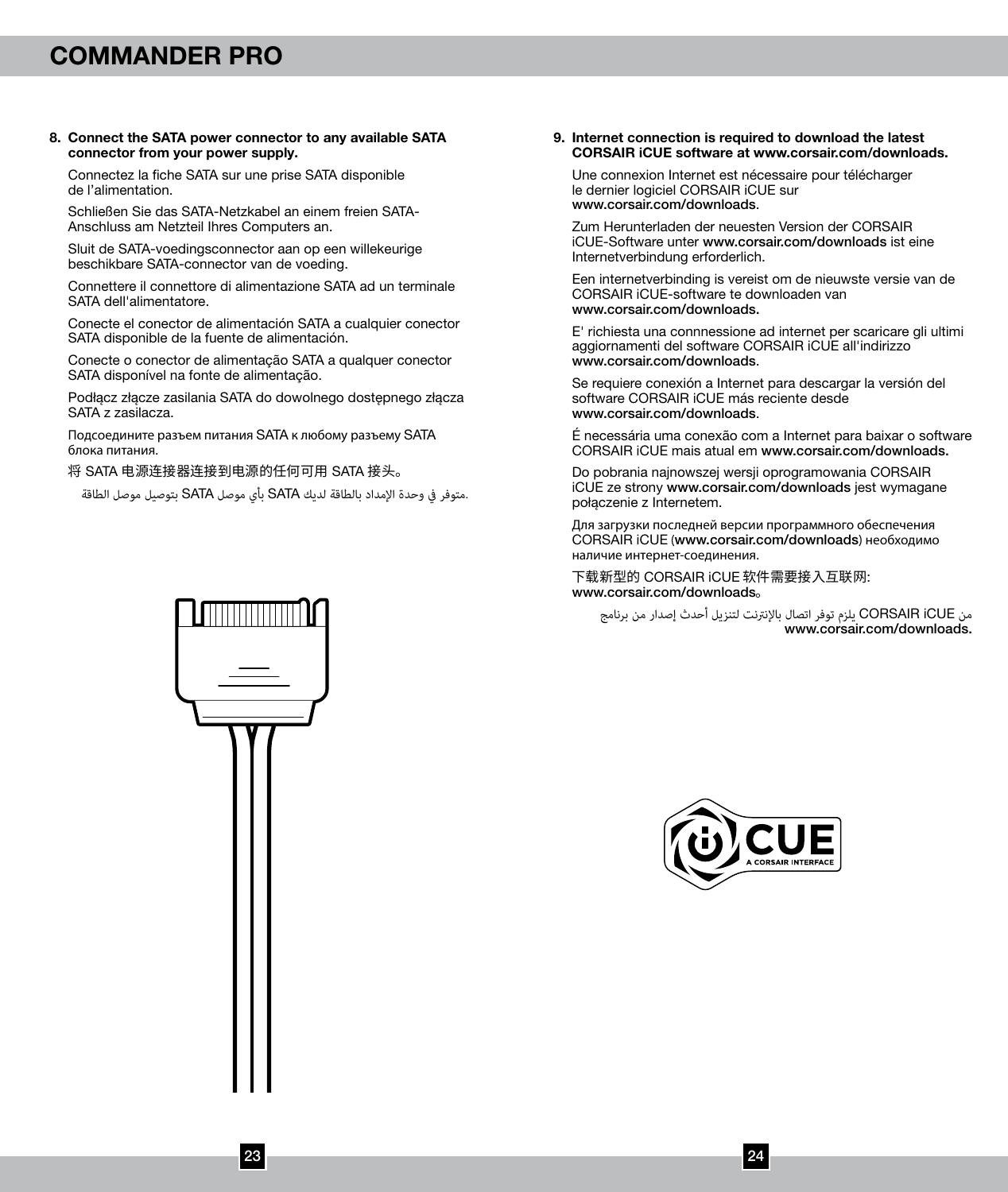**8. Connect the SATA power connector to any available SATA connector from your power supply.**

Connectez la fiche SATA sur une prise SATA disponible de l'alimentation.

Schließen Sie das SATA-Netzkabel an einem freien SATA-Anschluss am Netzteil Ihres Computers an.

Sluit de SATA-voedingsconnector aan op een willekeurige beschikbare SATA-connector van de voeding.

Connettere il connettore di alimentazione SATA ad un terminale SATA dell'alimentatore.

Conecte el conector de alimentación SATA a cualquier conector SATA disponible de la fuente de alimentación.

Conecte o conector de alimentação SATA a qualquer conector SATA disponível na fonte de alimentação.

Podłącz złącze zasilania SATA do dowolnego dostępnego złącza SATA z zasilacza.

Подсоедините разъем питания SATA к любому разъему SATA блока питания.

将 SATA 电源连接器连接到电源的任何可用 SATA 接头。

بتوصيل موصل الطاقة SATA بأي موصل SATA متوفر في وحدة الإمداد بالطاقة لديك.

**9. Internet connection is required to download the latest CORSAIR iCUE software at www.corsair.com/downloads.**

Une connexion Internet est nécessaire pour télécharger le dernier logiciel CORSAIR iCUE sur **www.corsair.com/downloads**.

Zum Herunterladen der neuesten Version der CORSAIR iCUE-Software unter **www.corsair.com/downloads** ist eine Internetverbindung erforderlich.

Een internetverbinding is vereist om de nieuwste versie van de CORSAIR iCUE-software te downloaden van **www.corsair.com/downloads.**

E' richiesta una connnessione ad internet per scaricare gli ultimi aggiornamenti del software CORSAIR iCUE all'indirizzo **www.corsair.com/downloads**.

Se requiere conexión a Internet para descargar la versión del software CORSAIR iCUE más reciente desde **www.corsair.com/downloads**.

É necessária uma conexão com a Internet para baixar o software CORSAIR iCUE mais atual em **www.corsair.com/downloads.**

Do pobrania najnowszej wersji oprogramowania CORSAIR iCUE ze strony **www.corsair.com/downloads** jest wymagane połączenie z Internetem.

Для загрузки последней версии программного обеспечения CORSAIR iCUE (**www.corsair.com/downloads**) необходимо наличие интернет-соединения.

下载新型的 CORSAIR iCUE 软件需要接入互联网: **www.corsair.com/downloads**。

يلزم توفر اتصال بالإنترنت لتنزيل أحدث إصدار من برنامج CORSAIR iCUE من **www.corsair.com/downloads.**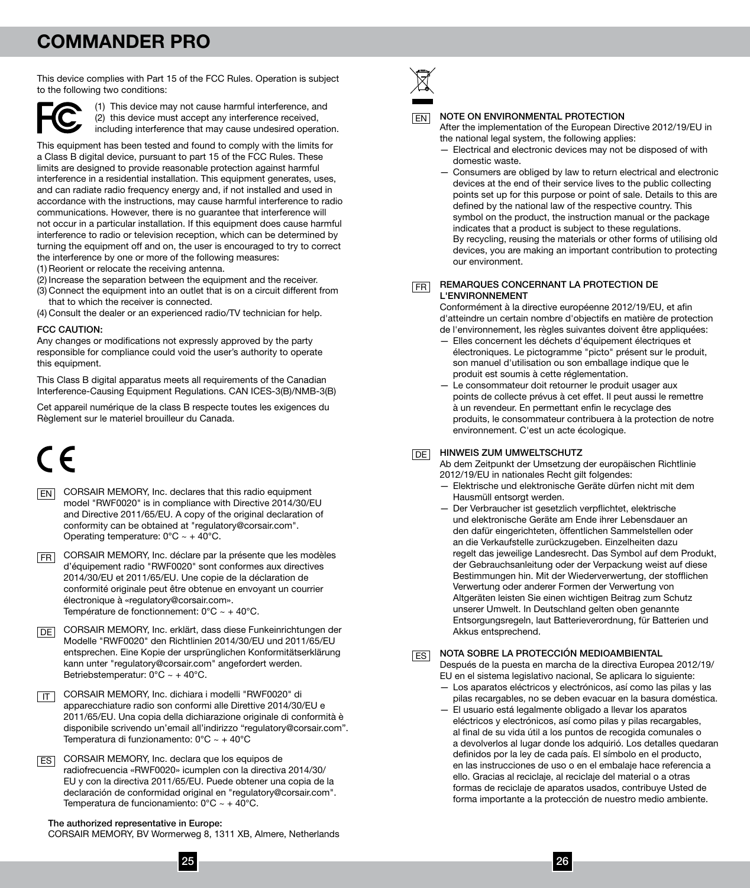# COMMANDER PRO

This device complies with Part 15 of the FCC Rules. Operation is subject to the following two conditions:

(1) This device may not cause harmful interference, and
(2) this device must accept any interference received, including interference that may cause undesired operation.

This equipment has been tested and found to comply with the limits for a Class B digital device, pursuant to part 15 of the FCC Rules. These limits are designed to provide reasonable protection against harmful interference in a residential installation. This equipment generates, uses, and can radiate radio frequency energy and, if not installed and used in accordance with the instructions, may cause harmful interference to radio communications. However, there is no guarantee that interference will not occur in a particular installation. If this equipment does cause harmful interference to radio or television reception, which can be determined by turning the equipment off and on, the user is encouraged to try to correct the interference by one or more of the following measures:

(1) Reorient or relocate the receiving antenna.
(2) Increase the separation between the equipment and the receiver.
(3) Connect the equipment into an outlet that is on a circuit different from that to which the receiver is connected.
(4) Consult the dealer or an experienced radio/TV technician for help.

**FCC CAUTION:**
Any changes or modifications not expressly approved by the party responsible for compliance could void the user's authority to operate this equipment.

This Class B digital apparatus meets all requirements of the Canadian Interference-Causing Equipment Regulations. CAN ICES-3(B)/NMB-3(B)

Cet appareil numérique de la class B respecte toutes les exigences du Règlement sur le materiel brouilleur du Canada.

EN CORSAIR MEMORY, Inc. declares that this radio equipment model "RWF0020" is in compliance with Directive 2014/30/EU and Directive 2011/65/EU. A copy of the original declaration of conformity can be obtained at "regulatory@corsair.com". Operating temperature: 0°C ~ + 40°C.

FR CORSAIR MEMORY, Inc. déclare par la présente que les modèles d'équipement radio "RWF0020" sont conformes aux directives 2014/30/EU et 2011/65/EU. Une copie de la déclaration de conformité originale peut être obtenue en envoyant un courrier électronique à «regulatory@corsair.com». Température de fonctionnement: 0°C ~ + 40°C.

DE CORSAIR MEMORY, Inc. erklärt, dass diese Funkeinrichtungen der Modelle "RWF0020" den Richtlinien 2014/30/EU und 2011/65/EU entsprechen. Eine Kopie der ursprünglichen Konformitätserklärung kann unter "regulatory@corsair.com" angefordert werden. Betriebstemperatur: 0°C ~ + 40°C.

IT CORSAIR MEMORY, Inc. dichiara i modelli "RWF0020" di apparecchiature radio son conformi alle Direttive 2014/30/EU e 2011/65/EU. Una copia della dichiarazione originale di conformità è disponibile scrivendo un'email all'indirizzo "regulatory@corsair.com". Temperatura di funzionamento: 0°C ~ + 40°C

ES CORSAIR MEMORY, Inc. declara que los equipos de radiofrecuencia «RWF0020» icumplen con la directiva 2014/30/EU y con la directiva 2011/65/EU. Puede obtener una copia de la declaración de conformidad original en "regulatory@corsair.com". Temperatura de funcionamiento: 0°C ~ + 40°C.

**The authorized representative in Europe:**
CORSAIR MEMORY, BV Wormerweg 8, 1311 XB, Almere, Netherlands

EN **NOTE ON ENVIRONMENTAL PROTECTION**

After the implementation of the European Directive 2012/19/EU in the national legal system, the following applies:

— Electrical and electronic devices may not be disposed of with domestic waste.
— Consumers are obliged by law to return electrical and electronic devices at the end of their service lives to the public collecting points set up for this purpose or point of sale. Details to this are defined by the national law of the respective country. This symbol on the product, the instruction manual or the package indicates that a product is subject to these regulations. By recycling, reusing the materials or other forms of utilising old devices, you are making an important contribution to protecting our environment.

FR **REMARQUES CONCERNANT LA PROTECTION DE L'ENVIRONNEMENT**

Conformément à la directive européenne 2012/19/EU, et afin d'atteindre un certain nombre d'objectifs en matière de protection de l'environnement, les règles suivantes doivent être appliquées:

— Elles concernent les déchets d'équipement électriques et électroniques. Le pictogramme "picto" présent sur le produit, son manuel d'utilisation ou son emballage indique que le produit est soumis à cette réglementation.
— Le consommateur doit retourner le produit usager aux points de collecte prévus à cet effet. Il peut aussi le remettre à un revendeur. En permettant enfin le recyclage des produits, le consommateur contribuera à la protection de notre environnement. C'est un acte écologique.

DE **HINWEIS ZUM UMWELTSCHUTZ**

Ab dem Zeitpunkt der Umsetzung der europäischen Richtlinie 2012/19/EU in nationales Recht gilt folgendes:

— Elektrische und elektronische Geräte dürfen nicht mit dem Hausmüll entsorgt werden.
— Der Verbraucher ist gesetzlich verpflichtet, elektrische und elektronische Geräte am Ende ihrer Lebensdauer an den dafür eingerichteten, öffentlichen Sammelstellen oder an die Verkaufstelle zurückzugeben. Einzelheiten dazu regelt das jeweilige Landesrecht. Das Symbol auf dem Produkt, der Gebrauchsanleitung oder der Verpackung weist auf diese Bestimmungen hin. Mit der Wiederverwertung, der stofflichen Verwertung oder anderer Formen der Verwertung von Altgeräten leisten Sie einen wichtigen Beitrag zum Schutz unserer Umwelt. In Deutschland gelten oben genannte Entsorgungsregeln, laut Batterieverordnung, für Batterien und Akkus entsprechend.

ES **NOTA SOBRE LA PROTECCIÓN MEDIOAMBIENTAL**

Después de la puesta en marcha de la directiva Europea 2012/19/EU en el sistema legislativo nacional, Se aplicara lo siguiente:

— Los aparatos eléctricos y electrónicos, así como las pilas y las pilas recargables, no se deben evacuar en la basura doméstica.
— El usuario está legalmente obligado a llevar los aparatos eléctricos y electrónicos, así como pilas y pilas recargables, al final de su vida útil a los puntos de recogida comunales o a devolverlos al lugar donde los adquirió. Los detalles quedaran definidos por la ley de cada país. El símbolo en el producto, en las instrucciones de uso o en el embalaje hace referencia a ello. Gracias al reciclaje, al reciclaje del material o a otras formas de reciclaje de aparatos usados, contribuye Usted de forma importante a la protección de nuestro medio ambiente.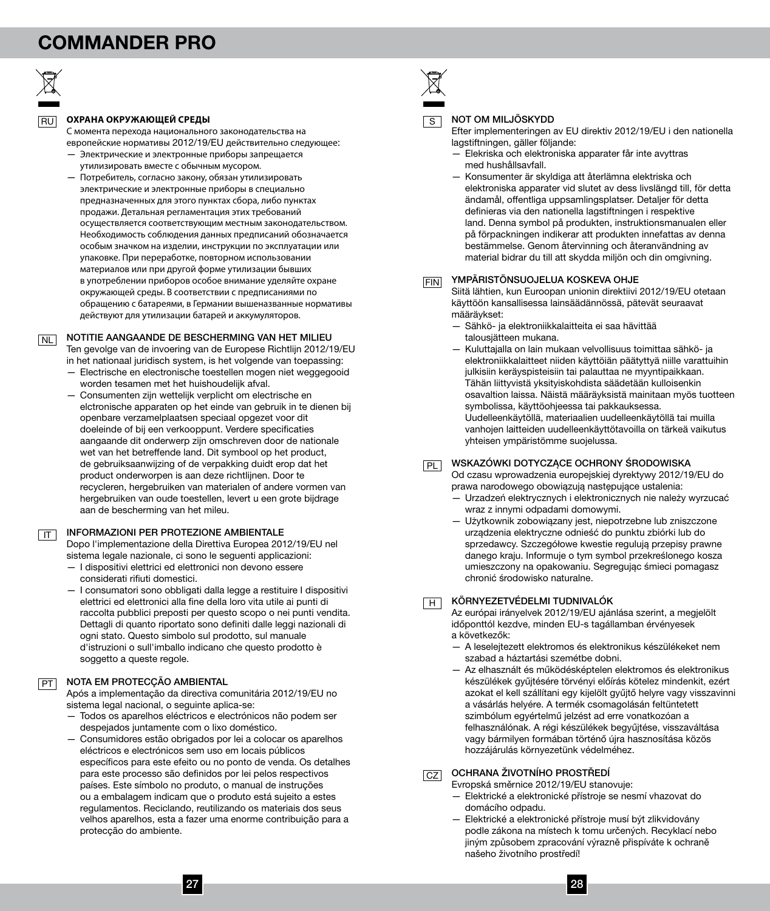# COMMANDER PRO

RU

### ОХРАНА ОКРУЖАЮЩЕЙ СРЕДЫ

С момента перехода национального законодательства на европейские нормативы 2012/19/EU действительно следующее:

— Электрические и электронные приборы запрещается утилизировать вместе с обычным мусором.
— Потребитель, согласно закону, обязан утилизировать электрические и электронные приборы в специально предназначенных для этого пунктах сбора, либо пунктах продажи. Детальная регламентация этих требований осуществляется соответствующим местным законодательством. Необходимость соблюдения данных предписаний обозначается особым значком на изделии, инструкции по эксплуатации или упаковке. При переработке, повторном использовании материалов или при другой форме утилизации бывших в употреблении приборов особое внимание уделяйте охране окружающей среды. В соответствии с предписаниями по обращению с батареями, в Германии вышеназванные нормативы действуют для утилизации батарей и аккумуляторов.

NL

### NOTITIE AANGAANDE DE BESCHERMING VAN HET MILIEU

Ten gevolge van de invoering van de Europese Richtlijn 2012/19/EU in het nationaal juridisch system, is het volgende van toepassing:

— Electrische en electronische toestellen mogen niet weggegooid worden tesamen met het huishoudelijk afval.
— Consumenten zijn wettelijk verplicht om electrische en elctronische apparaten op het einde van gebruik in te dienen bij openbare verzamelplaatsen speciaal opgezet voor dit doeleinde of bij een verkooppunt. Verdere specificaties aangaande dit onderwerp zijn omschreven door de nationale wet van het betreffende land. Dit symbool op het product, de gebruiksaanwijzing of de verpakking duidt erop dat het product onderworpen is aan deze richtlijnen. Door te recycleren, hergebruiken van materialen of andere vormen van hergebruiken van oude toestellen, levert u een grote bijdrage aan de bescherming van het mileu.

IT

### INFORMAZIONI PER PROTEZIONE AMBIENTALE

Dopo l'implementazione della Direttiva Europea 2012/19/EU nel sistema legale nazionale, ci sono le seguenti applicazioni:

— I dispositivi elettrici ed elettronici non devono essere considerati rifiuti domestici.
— I consumatori sono obbligati dalla legge a restituire I dispositivi elettrici ed elettronici alla fine della loro vita utile ai punti di raccolta pubblici preposti per questo scopo o nei punti vendita. Dettagli di quanto riportato sono definiti dalle leggi nazionali di ogni stato. Questo simbolo sul prodotto, sul manuale d'istruzioni o sull'imballo indicano che questo prodotto è soggetto a queste regole.

PT

### NOTA EM PROTECÇÃO AMBIENTAL

Após a implementação da directiva comunitária 2012/19/EU no sistema legal nacional, o seguinte aplica-se:

— Todos os aparelhos eléctricos e electrónicos não podem ser despejados juntamente com o lixo doméstico.
— Consumidores estão obrigados por lei a colocar os aparelhos eléctricos e electrónicos sem uso em locais públicos específicos para este efeito ou no ponto de venda. Os detalhes para este processo são definidos por lei pelos respectivos países. Este símbolo no produto, o manual de instruções ou a embalagem indicam que o produto está sujeito a estes regulamentos. Reciclando, reutilizando os materiais dos seus velhos aparelhos, esta a fazer uma enorme contribuição para a protecção do ambiente.

S

### NOT OM MILJÖSKYDD

Efter implementeringen av EU direktiv 2012/19/EU i den nationella lagstiftningen, gäller följande:

— Elekriska och elektroniska apparater får inte avyttras med hushållsavfall.
— Konsumenter är skyldiga att återlämna elektriska och elektroniska apparater vid slutet av dess livslängd till, för detta ändamål, offentliga uppsamlingsplatser. Detaljer för detta definieras via den nationella lagstiftningen i respektive land. Denna symbol på produkten, instruktionsmanualen eller på förpackningen indikerar att produkten innefattas av denna bestämmelse. Genom återvinning och återanvändning av material bidrar du till att skydda miljön och din omgivning.

FIN

### YMPÄRISTÖNSUOJELUA KOSKEVA OHJE

Siitä lähtien, kun Euroopan unionin direktiivi 2012/19/EU otetaan käyttöön kansallisessa lainsäädännössä, pätevät seuraavat määräykset:

— Sähkö- ja elektroniikkalaitteita ei saa hävittää talousjätteen mukana.
— Kuluttajalla on lain mukaan velvollisuus toimittaa sähkö- ja elektroniikkalaitteet niiden käyttöiän päätyttyä niille varattuihin julkisiin keräyspisteisiin tai palauttaa ne myyntipaikkaan. Tähän liittyvistä yksityiskohdista säädetään kulloisenkin osavaltion laissa. Näistä määräyksistä mainitaan myös tuotteen symbolissa, käyttöohjeessa tai pakkauksessa. Uudelleenkäytöllä, materiaalien uudelleenkäytöllä tai muilla vanhojen laitteiden uudelleenkäyttötavoilla on tärkeä vaikutus yhteisen ympäristömme suojelussa.

PL

### WSKAZÓWKI DOTYCZĄCE OCHRONY ŚRODOWISKA

Od czasu wprowadzenia europejskiej dyrektywy 2012/19/EU do prawa narodowego obowiązują następujące ustalenia:

— Urzadzeń elektrycznych i elektronicznych nie należy wyrzucać wraz z innymi odpadami domowymi.
— Użytkownik zobowiązany jest, niepotrzebne lub zniszczone urządzenia elektryczne odnieść do punktu zbiórki lub do sprzedawcy. Szczegółowe kwestie regulują przepisy prawne danego kraju. Informuje o tym symbol przekreślonego kosza umieszczony na opakowaniu. Segregując śmieci pomagasz chronić środowisko naturalne.

H

### KÖRNYEZETVÉDELMI TUDNIVALÓK

Az európai irányelvek 2012/19/EU ajánlása szerint, a megjelölt időponttól kezdve, minden EU-s tagállamban érvényesek a következők:

— A leselejtezett elektromos és elektronikus készülékeket nem szabad a háztartási szemétbe dobni.
— Az elhasznált és működésképtelen elektromos és elektronikus készülékek gyűjtésére törvényi előírás kötelez mindenkit, ezért azokat el kell szállítani egy kijelölt gyűjtő helyre vagy visszavinni a vásárlás helyére. A termék csomagolásán feltüntetett szimbólum egyértelmű jelzést ad erre vonatkozóan a felhasználónak. A régi készülékek begyűjtése, visszaváltása vagy bármilyen formában történő újra hasznosítása közös hozzájárulás környezetünk védelméhez.

CZ

### OCHRANA ŽIVOTNÍHO PROSTŘEDÍ

Evropská směrnice 2012/19/EU stanovuje:

— Elektrické a elektronické přístroje se nesmí vhazovat do domácího odpadu.
— Elektrické a elektronické přístroje musí být zlikvidovány podle zákona na místech k tomu určených. Recyklací nebo jiným způsobem zpracování výrazně přispíváte k ochraně našeho životního prostředí!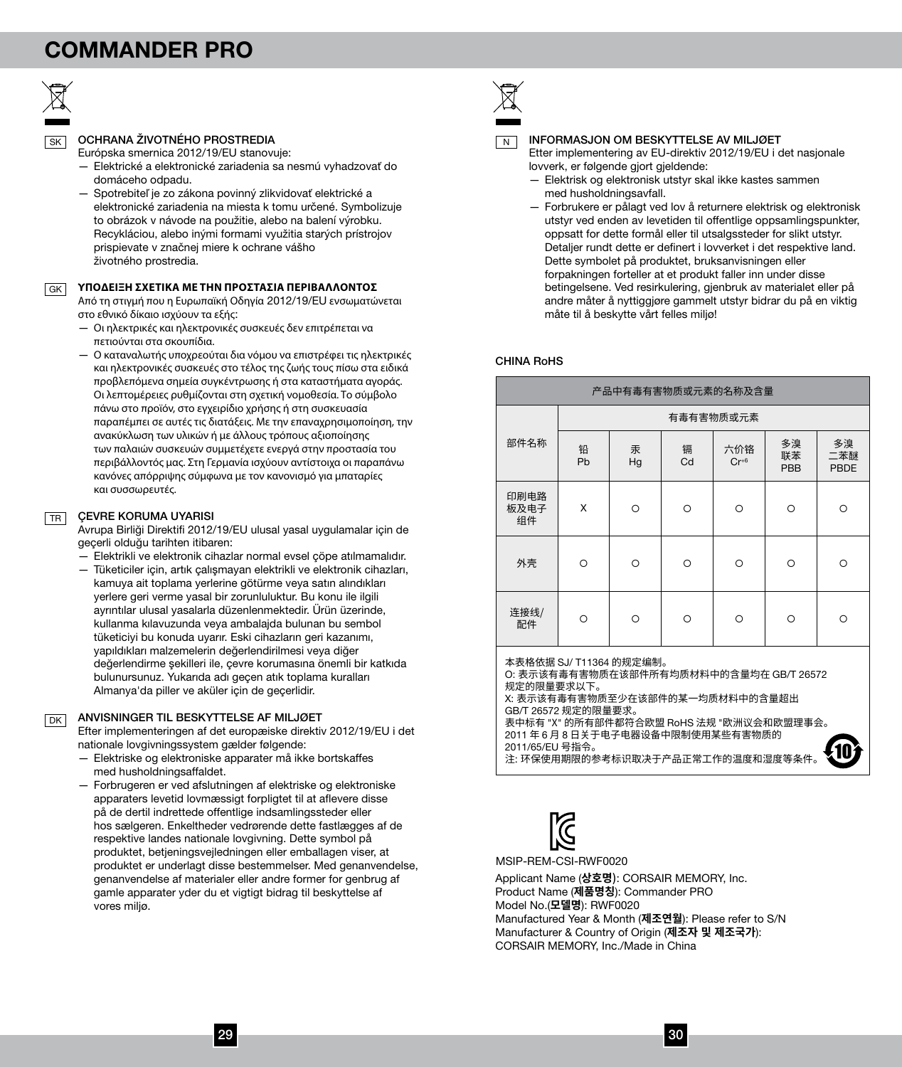# COMMANDER PRO

SK **OCHRANA ŽIVOTNÉHO PROSTREDIA**

Európska smernica 2012/19/EU stanovuje:

- Elektrické a elektronické zariadenia sa nesmú vyhadzovať do domáceho odpadu.
- Spotrebiteľ je zo zákona povinný zlikvidovať elektrické a elektronické zariadenia na miesta k tomu určené. Symbolizuje to obrázok v návode na použitie, alebo na balení výrobku. Recykláciou, alebo inými formami využitia starých prístrojov prispievate v značnej miere k ochrane vášho životného prostredia.

GK **ΥΠΟΔΕΙΞΗ ΣΧΕΤΙΚΑ ΜΕ ΤΗΝ ΠΡΟΣΤΑΣΙΑ ΠΕΡΙΒΑΛΛΟΝΤΟΣ**

Από τη στιγμή που η Ευρωπαϊκή Οδηγία 2012/19/EU ενσωματώνεται στο εθνικό δίκαιο ισχύουν τα εξής:

- Οι ηλεκτρικές και ηλεκτρονικές συσκευές δεν επιτρέπεται να πετιούνται στα σκουπίδια.
- Ο καταναλωτής υποχρεούται δια νόμου να επιστρέφει τις ηλεκτρικές και ηλεκτρονικές συσκευές στο τέλος της ζωής τους πίσω στα ειδικά προβλεπόμενα σημεία συγκέντρωσης ή στα καταστήματα αγοράς. Οι λεπτομέρειες ρυθμίζονται στη σχετική νομοθεσία. Το σύμβολο πάνω στο προϊόν, στο εγχειρίδιο χρήσης ή στη συσκευασία παραπέμπει σε αυτές τις διατάξεις. Με την επαναχρησιμοποίηση, την ανακύκλωση των υλικών ή με άλλους τρόπους αξιοποίησης των παλαιών συσκευών συμμετέχετε ενεργά στην προστασία του περιβάλλοντός μας. Στη Γερμανία ισχύουν αντίστοιχα οι παραπάνω κανόνες απόρριψης σύμφωνα με τον κανονισμό για μπαταρίες και συσσωρευτές.

TR **ÇEVRE KORUMA UYARISI**

Avrupa Birliği Direktifi 2012/19/EU ulusal yasal uygulamalar için de geçerli olduğu tarihten itibaren:

- Elektrikli ve elektronik cihazlar normal evsel çöpe atılmamalıdır.
- Tüketiciler için, artık çalışmayan elektrikli ve elektronik cihazları, kamuya ait toplama yerlerine götürme veya satın alındıkları yerlere geri verme yasal bir zorunluluktur. Bu konu ile ilgili ayrıntılar ulusal yasalarla düzenlenmektedir. Ürün üzerinde, kullanma kılavuzunda veya ambalajda bulunan bu sembol tüketiciyi bu konuda uyarır. Eski cihazların geri kazanımı, yapıldıkları malzemelerin değerlendirilmesi veya diğer değerlendirme şekilleri ile, çevre korumasına önemli bir katkıda bulunursunuz. Yukarıda adı geçen atık toplama kuralları Almanya'da piller ve aküler için de geçerlidir.

DK **ANVISNINGER TIL BESKYTTELSE AF MILJØET**

Efter implementeringen af det europæiske direktiv 2012/19/EU i det nationale lovgivningssystem gælder følgende:

- Elektriske og elektroniske apparater må ikke bortskaffes med husholdningsaffaldet.
- Forbrugeren er ved afslutningen af elektriske og elektroniske apparaters levetid lovmæssigt forpligtet til at aflevere disse på de dertil indrettede offentlige indsamlingssteder eller hos sælgeren. Enkeltheder vedrørende dette fastlægges af de respektive landes nationale lovgivning. Dette symbol på produktet, betjeningsvejledningen eller emballagen viser, at produktet er underlagt disse bestemmelser. Med genanvendelse, genanvendelse af materialer eller andre former for genbrug af gamle apparater yder du et vigtigt bidrag til beskyttelse af vores miljø.

N **INFORMASJON OM BESKYTTELSE AV MILJØET**

Etter implementering av EU-direktiv 2012/19/EU i det nasjonale lovverk, er følgende gjort gjeldende:

- Elektrisk og elektronisk utstyr skal ikke kastes sammen med husholdningsavfall.
- Forbrukere er pålagt ved lov å returnere elektrisk og elektronisk utstyr ved enden av levetiden til offentlige oppsamlingspunkter, oppsatt for dette formål eller til utsalgssteder for slikt utstyr. Detaljer rundt dette er definert i lovverket i det respektive land. Dette symbolet på produktet, bruksanvisningen eller forpakningen forteller at et produkt faller inn under disse betingelsene. Ved resirkulering, gjenbruk av materialet eller på andre måter å nyttiggjøre gammelt utstyr bidrar du på en viktig måte til å beskytte vårt felles miljø!

**CHINA RoHS**

| 产品中有毒有害物质或元素的名称及含量 | | | | | | |
|---|---|---|---|---|---|---|
| 部件名称 | 有毒有害物质或元素 | | | | | |
| | 铅 Pb | 汞 Hg | 镉 Cd | 六价铬 $Cr^{+6}$ | 多溴联苯 PBB | 多溴二苯醚 PBDE |
| 印刷电路板及电子组件 | X | O | O | O | O | O |
| 外壳 | O | O | O | O | O | O |
| 连接线/配件 | O | O | O | O | O | O |

本表格依据 SJ/ T11364 的规定编制。
O: 表示该有毒有害物质在该部件所有均质材料中的含量均在 GB/T 26572 规定的限量要求以下。
X: 表示该有毒有害物质至少在该部件的某一均质材料中的含量超出 GB/T 26572 规定的限量要求。
表中标有 "X" 的所有部件都符合欧盟 RoHS 法规 "欧洲议会和欧盟理事会。2011 年 6 月 8 日关于电子电器设备中限制使用某些有害物质的 2011/65/EU 号指令。
注: 环保使用期限的参考标识取决于产品正常工作的温度和湿度等条件。

MSIP-REM-CSI-RWF0020

Applicant Name (**상호명**): CORSAIR MEMORY, Inc.
Product Name (**제품명칭**): Commander PRO
Model No.(**모델명**): RWF0020
Manufactured Year & Month (**제조연월**): Please refer to S/N
Manufacturer & Country of Origin (**제조자 및 제조국가**): CORSAIR MEMORY, Inc./Made in China